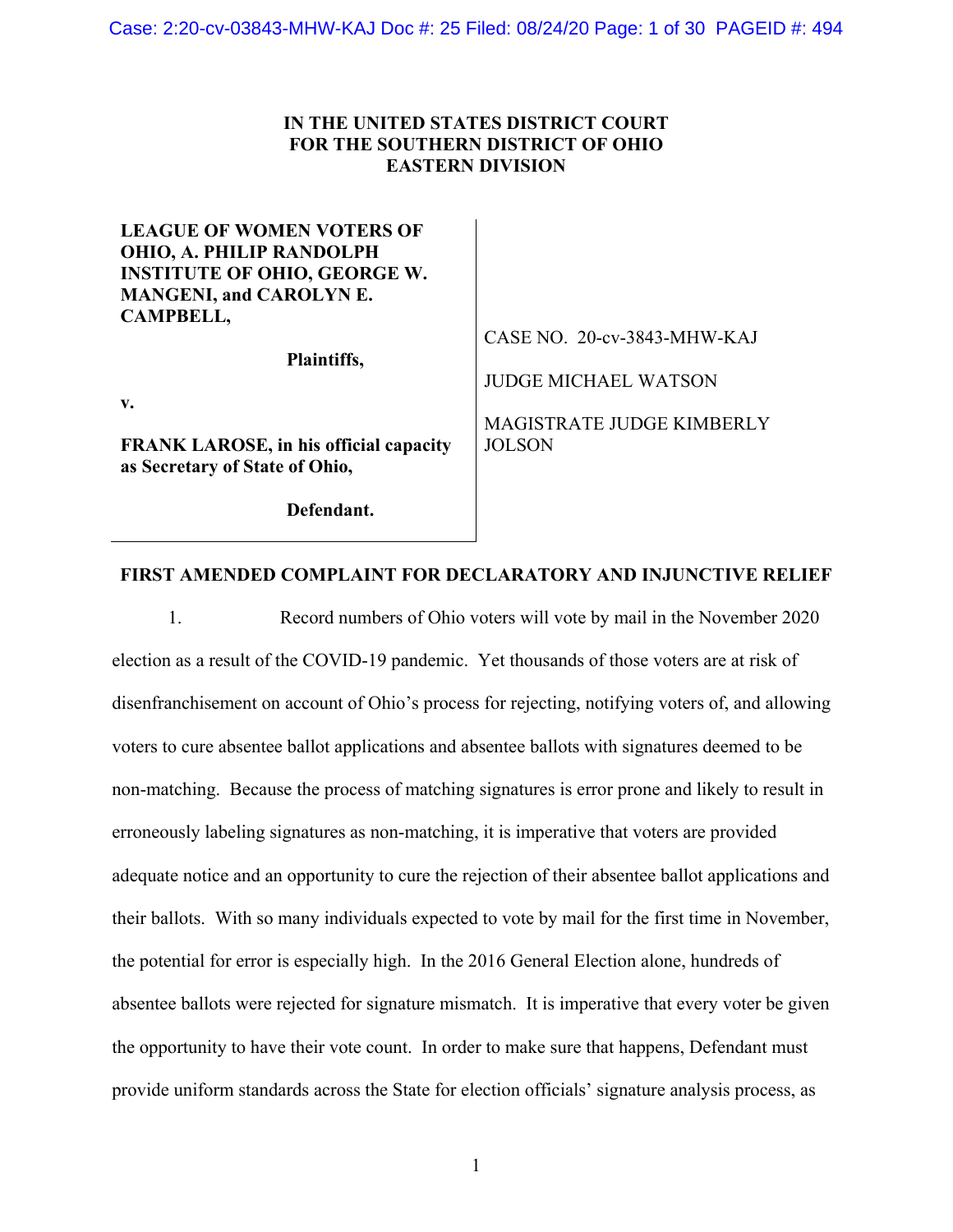# IN THE UNITED STATES DISTRICT COURT
# FOR THE SOUTHERN DISTRICT OF OHIO
# EASTERN DIVISION

| | |
|---|---|
| **LEAGUE OF WOMEN VOTERS OF OHIO, A. PHILIP RANDOLPH INSTITUTE OF OHIO, GEORGE W. MANGENI, and CAROLYN E. CAMPBELL,**<br><br>**Plaintiffs,**<br><br>**v.**<br><br>**FRANK LAROSE, in his official capacity as Secretary of State of Ohio,**<br><br>**Defendant.** | CASE NO. 20-cv-3843-MHW-KAJ<br><br>JUDGE MICHAEL WATSON<br><br>MAGISTRATE JUDGE KIMBERLY JOLSON |

## FIRST AMENDED COMPLAINT FOR DECLARATORY AND INJUNCTIVE RELIEF

1. Record numbers of Ohio voters will vote by mail in the November 2020 election as a result of the COVID-19 pandemic. Yet thousands of those voters are at risk of disenfranchisement on account of Ohio's process for rejecting, notifying voters of, and allowing voters to cure absentee ballot applications and absentee ballots with signatures deemed to be non-matching. Because the process of matching signatures is error prone and likely to result in erroneously labeling signatures as non-matching, it is imperative that voters are provided adequate notice and an opportunity to cure the rejection of their absentee ballot applications and their ballots. With so many individuals expected to vote by mail for the first time in November, the potential for error is especially high. In the 2016 General Election alone, hundreds of absentee ballots were rejected for signature mismatch. It is imperative that every voter be given the opportunity to have their vote count. In order to make sure that happens, Defendant must provide uniform standards across the State for election officials' signature analysis process, as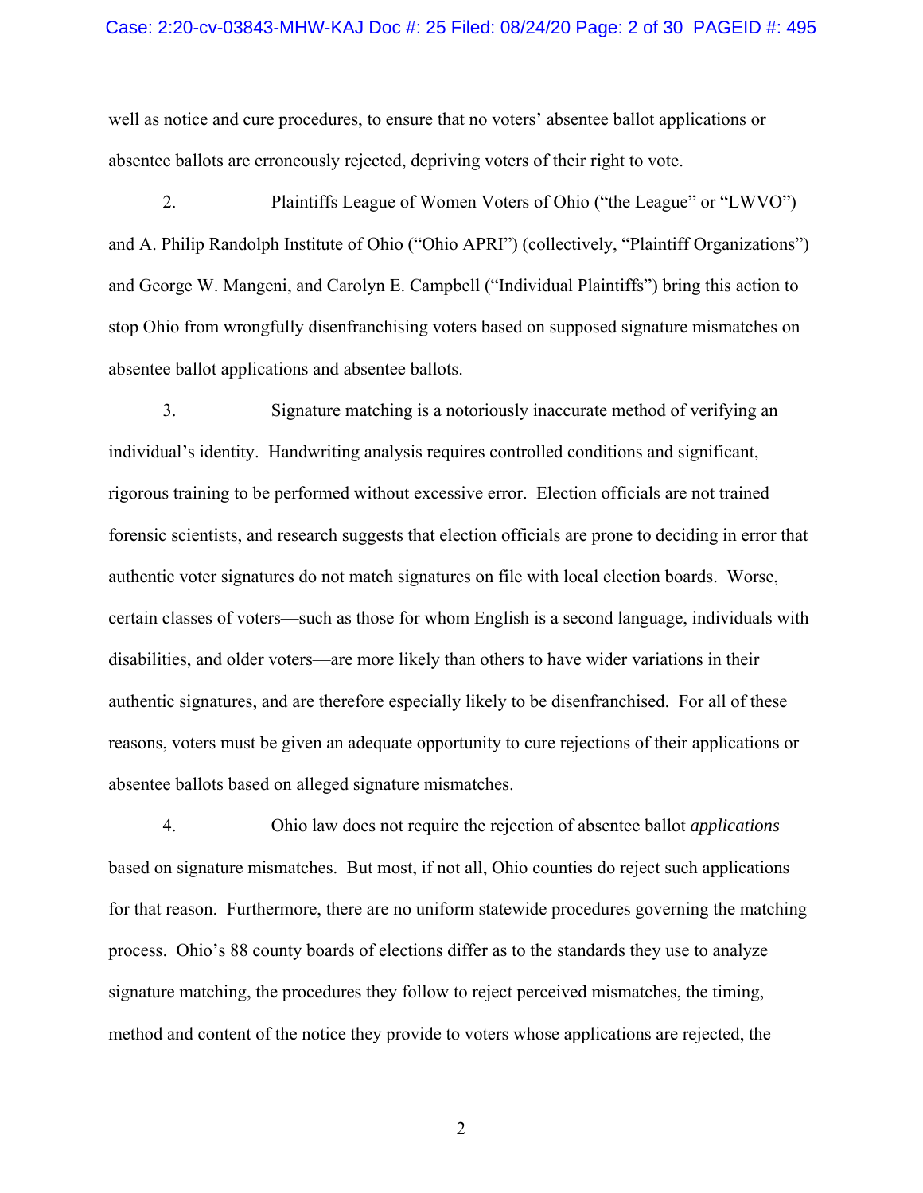well as notice and cure procedures, to ensure that no voters' absentee ballot applications or absentee ballots are erroneously rejected, depriving voters of their right to vote.

2. Plaintiffs League of Women Voters of Ohio ("the League" or "LWVO") and A. Philip Randolph Institute of Ohio ("Ohio APRI") (collectively, "Plaintiff Organizations") and George W. Mangeni, and Carolyn E. Campbell ("Individual Plaintiffs") bring this action to stop Ohio from wrongfully disenfranchising voters based on supposed signature mismatches on absentee ballot applications and absentee ballots.

3. Signature matching is a notoriously inaccurate method of verifying an individual's identity. Handwriting analysis requires controlled conditions and significant, rigorous training to be performed without excessive error. Election officials are not trained forensic scientists, and research suggests that election officials are prone to deciding in error that authentic voter signatures do not match signatures on file with local election boards. Worse, certain classes of voters—such as those for whom English is a second language, individuals with disabilities, and older voters—are more likely than others to have wider variations in their authentic signatures, and are therefore especially likely to be disenfranchised. For all of these reasons, voters must be given an adequate opportunity to cure rejections of their applications or absentee ballots based on alleged signature mismatches.

4. Ohio law does not require the rejection of absentee ballot *applications* based on signature mismatches. But most, if not all, Ohio counties do reject such applications for that reason. Furthermore, there are no uniform statewide procedures governing the matching process. Ohio's 88 county boards of elections differ as to the standards they use to analyze signature matching, the procedures they follow to reject perceived mismatches, the timing, method and content of the notice they provide to voters whose applications are rejected, the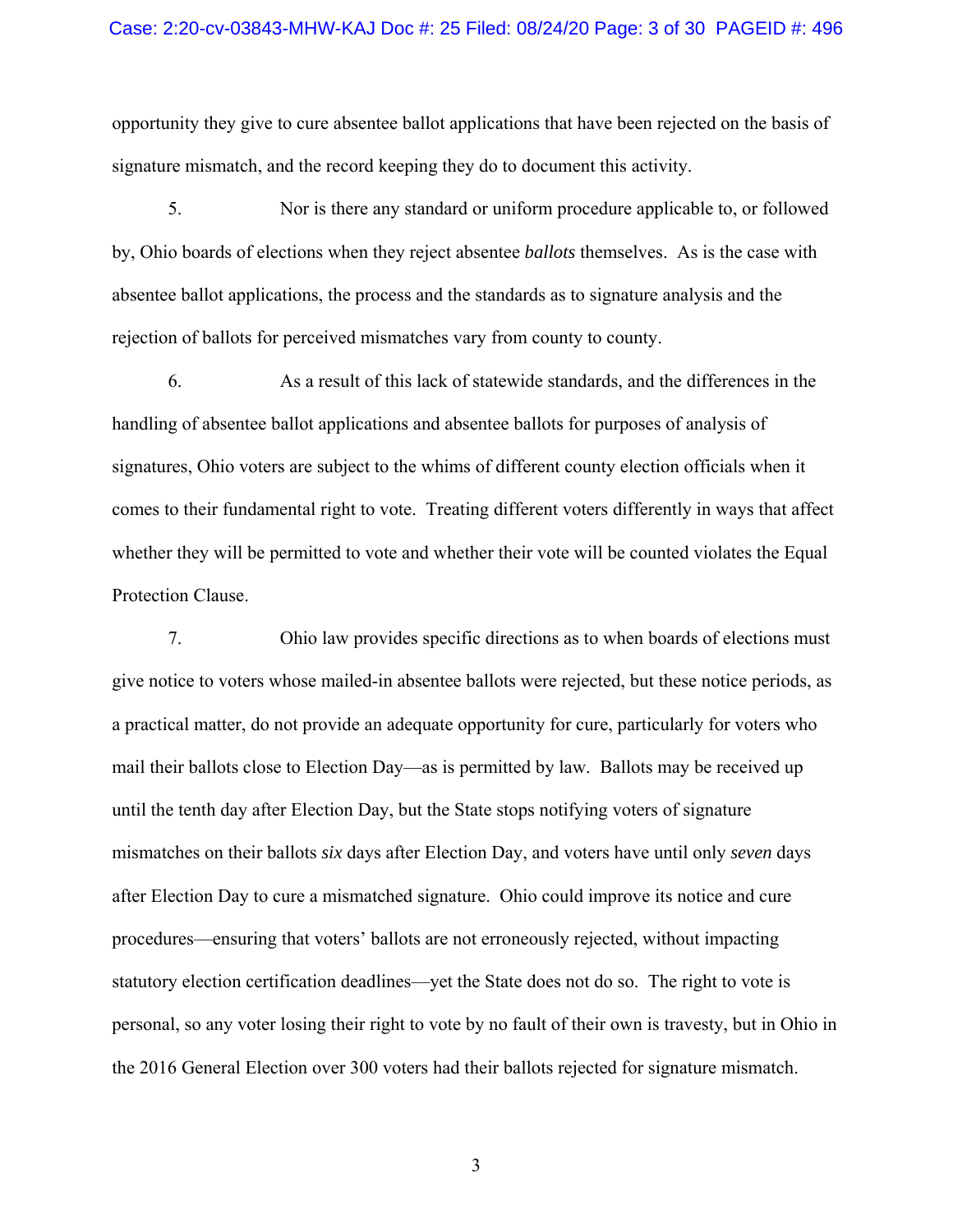opportunity they give to cure absentee ballot applications that have been rejected on the basis of signature mismatch, and the record keeping they do to document this activity.

5. Nor is there any standard or uniform procedure applicable to, or followed by, Ohio boards of elections when they reject absentee *ballots* themselves. As is the case with absentee ballot applications, the process and the standards as to signature analysis and the rejection of ballots for perceived mismatches vary from county to county.

6. As a result of this lack of statewide standards, and the differences in the handling of absentee ballot applications and absentee ballots for purposes of analysis of signatures, Ohio voters are subject to the whims of different county election officials when it comes to their fundamental right to vote. Treating different voters differently in ways that affect whether they will be permitted to vote and whether their vote will be counted violates the Equal Protection Clause.

7. Ohio law provides specific directions as to when boards of elections must give notice to voters whose mailed-in absentee ballots were rejected, but these notice periods, as a practical matter, do not provide an adequate opportunity for cure, particularly for voters who mail their ballots close to Election Day—as is permitted by law. Ballots may be received up until the tenth day after Election Day, but the State stops notifying voters of signature mismatches on their ballots *six* days after Election Day, and voters have until only *seven* days after Election Day to cure a mismatched signature. Ohio could improve its notice and cure procedures—ensuring that voters' ballots are not erroneously rejected, without impacting statutory election certification deadlines—yet the State does not do so. The right to vote is personal, so any voter losing their right to vote by no fault of their own is travesty, but in Ohio in the 2016 General Election over 300 voters had their ballots rejected for signature mismatch.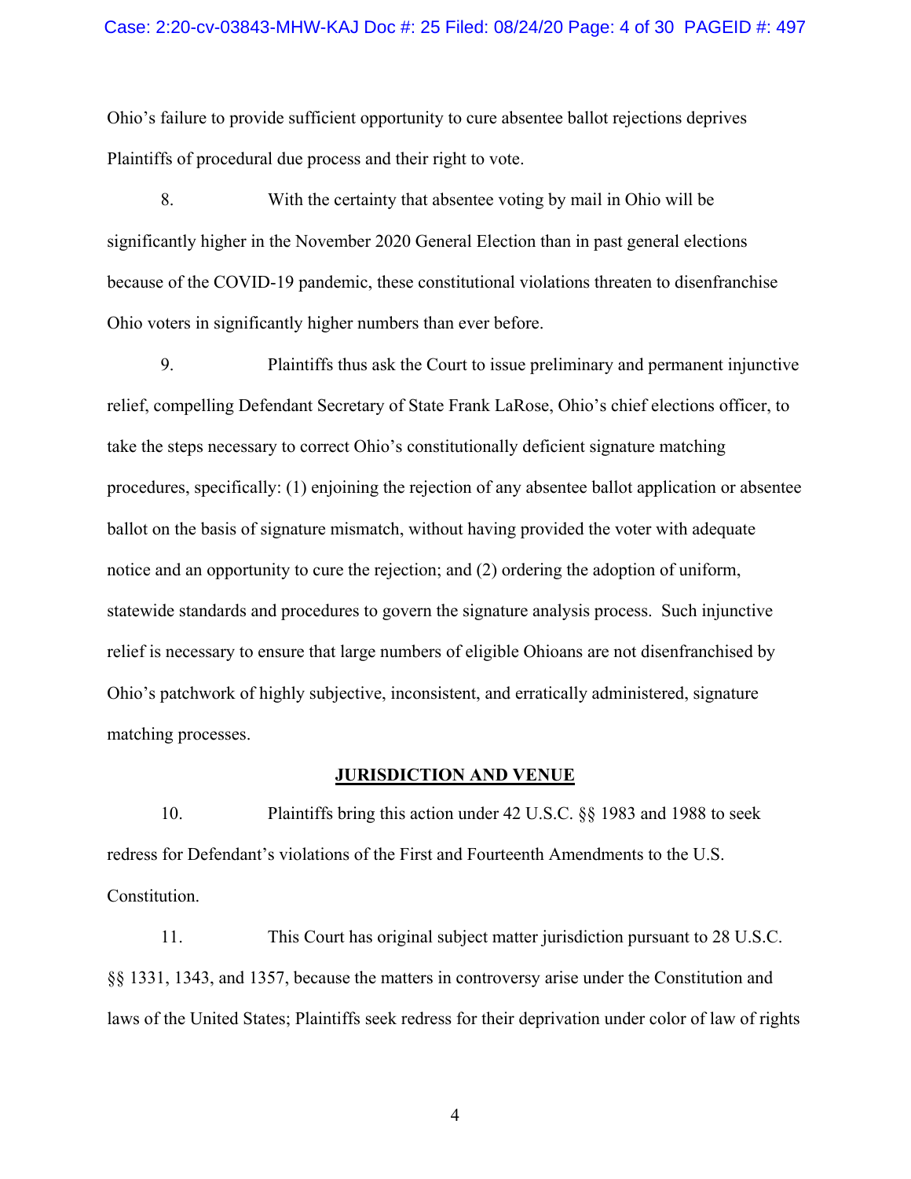Ohio's failure to provide sufficient opportunity to cure absentee ballot rejections deprives Plaintiffs of procedural due process and their right to vote.

8. With the certainty that absentee voting by mail in Ohio will be significantly higher in the November 2020 General Election than in past general elections because of the COVID-19 pandemic, these constitutional violations threaten to disenfranchise Ohio voters in significantly higher numbers than ever before.

9. Plaintiffs thus ask the Court to issue preliminary and permanent injunctive relief, compelling Defendant Secretary of State Frank LaRose, Ohio's chief elections officer, to take the steps necessary to correct Ohio's constitutionally deficient signature matching procedures, specifically: (1) enjoining the rejection of any absentee ballot application or absentee ballot on the basis of signature mismatch, without having provided the voter with adequate notice and an opportunity to cure the rejection; and (2) ordering the adoption of uniform, statewide standards and procedures to govern the signature analysis process. Such injunctive relief is necessary to ensure that large numbers of eligible Ohioans are not disenfranchised by Ohio's patchwork of highly subjective, inconsistent, and erratically administered, signature matching processes.

## JURISDICTION AND VENUE

10. Plaintiffs bring this action under 42 U.S.C. §§ 1983 and 1988 to seek redress for Defendant's violations of the First and Fourteenth Amendments to the U.S. Constitution.

11. This Court has original subject matter jurisdiction pursuant to 28 U.S.C. §§ 1331, 1343, and 1357, because the matters in controversy arise under the Constitution and laws of the United States; Plaintiffs seek redress for their deprivation under color of law of rights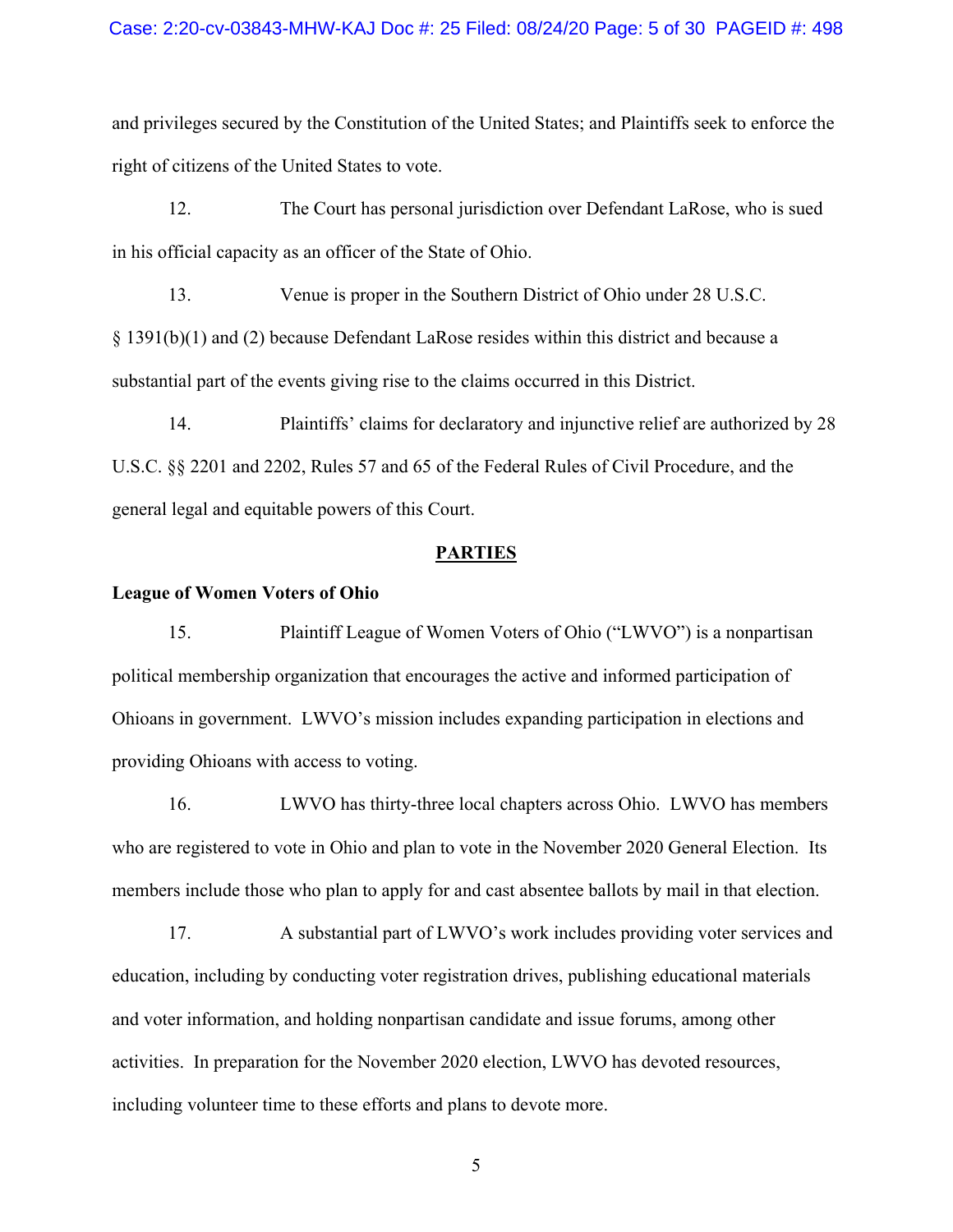and privileges secured by the Constitution of the United States; and Plaintiffs seek to enforce the right of citizens of the United States to vote.

12. The Court has personal jurisdiction over Defendant LaRose, who is sued in his official capacity as an officer of the State of Ohio.

13. Venue is proper in the Southern District of Ohio under 28 U.S.C. § 1391(b)(1) and (2) because Defendant LaRose resides within this district and because a substantial part of the events giving rise to the claims occurred in this District.

14. Plaintiffs' claims for declaratory and injunctive relief are authorized by 28 U.S.C. §§ 2201 and 2202, Rules 57 and 65 of the Federal Rules of Civil Procedure, and the general legal and equitable powers of this Court.

## PARTIES

**League of Women Voters of Ohio**

15. Plaintiff League of Women Voters of Ohio ("LWVO") is a nonpartisan political membership organization that encourages the active and informed participation of Ohioans in government. LWVO's mission includes expanding participation in elections and providing Ohioans with access to voting.

16. LWVO has thirty-three local chapters across Ohio. LWVO has members who are registered to vote in Ohio and plan to vote in the November 2020 General Election. Its members include those who plan to apply for and cast absentee ballots by mail in that election.

17. A substantial part of LWVO's work includes providing voter services and education, including by conducting voter registration drives, publishing educational materials and voter information, and holding nonpartisan candidate and issue forums, among other activities. In preparation for the November 2020 election, LWVO has devoted resources, including volunteer time to these efforts and plans to devote more.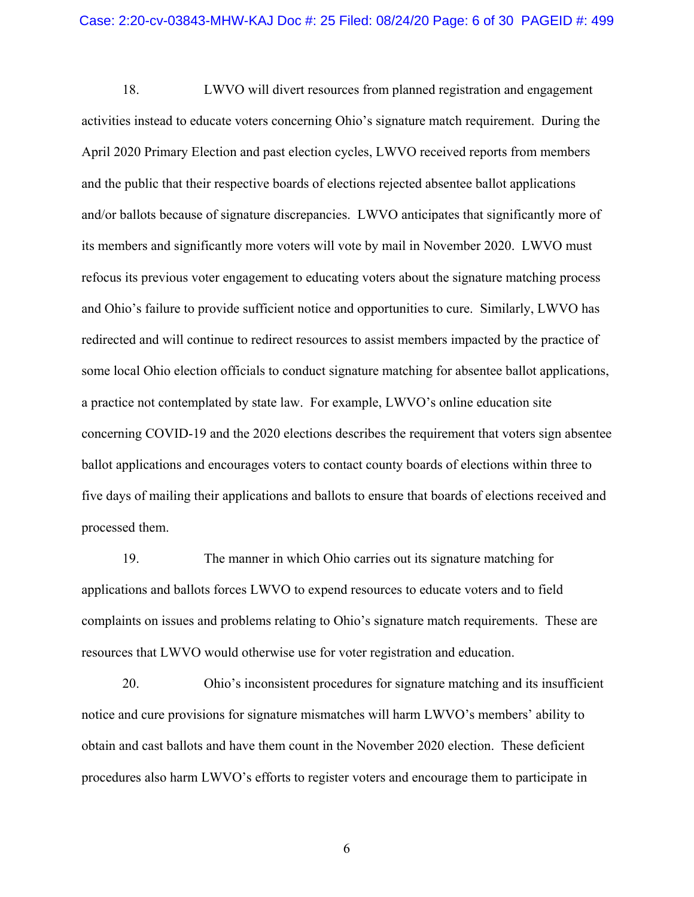18. LWVO will divert resources from planned registration and engagement activities instead to educate voters concerning Ohio's signature match requirement. During the April 2020 Primary Election and past election cycles, LWVO received reports from members and the public that their respective boards of elections rejected absentee ballot applications and/or ballots because of signature discrepancies. LWVO anticipates that significantly more of its members and significantly more voters will vote by mail in November 2020. LWVO must refocus its previous voter engagement to educating voters about the signature matching process and Ohio's failure to provide sufficient notice and opportunities to cure. Similarly, LWVO has redirected and will continue to redirect resources to assist members impacted by the practice of some local Ohio election officials to conduct signature matching for absentee ballot applications, a practice not contemplated by state law. For example, LWVO's online education site concerning COVID-19 and the 2020 elections describes the requirement that voters sign absentee ballot applications and encourages voters to contact county boards of elections within three to five days of mailing their applications and ballots to ensure that boards of elections received and processed them.

19. The manner in which Ohio carries out its signature matching for applications and ballots forces LWVO to expend resources to educate voters and to field complaints on issues and problems relating to Ohio's signature match requirements. These are resources that LWVO would otherwise use for voter registration and education.

20. Ohio's inconsistent procedures for signature matching and its insufficient notice and cure provisions for signature mismatches will harm LWVO's members' ability to obtain and cast ballots and have them count in the November 2020 election. These deficient procedures also harm LWVO's efforts to register voters and encourage them to participate in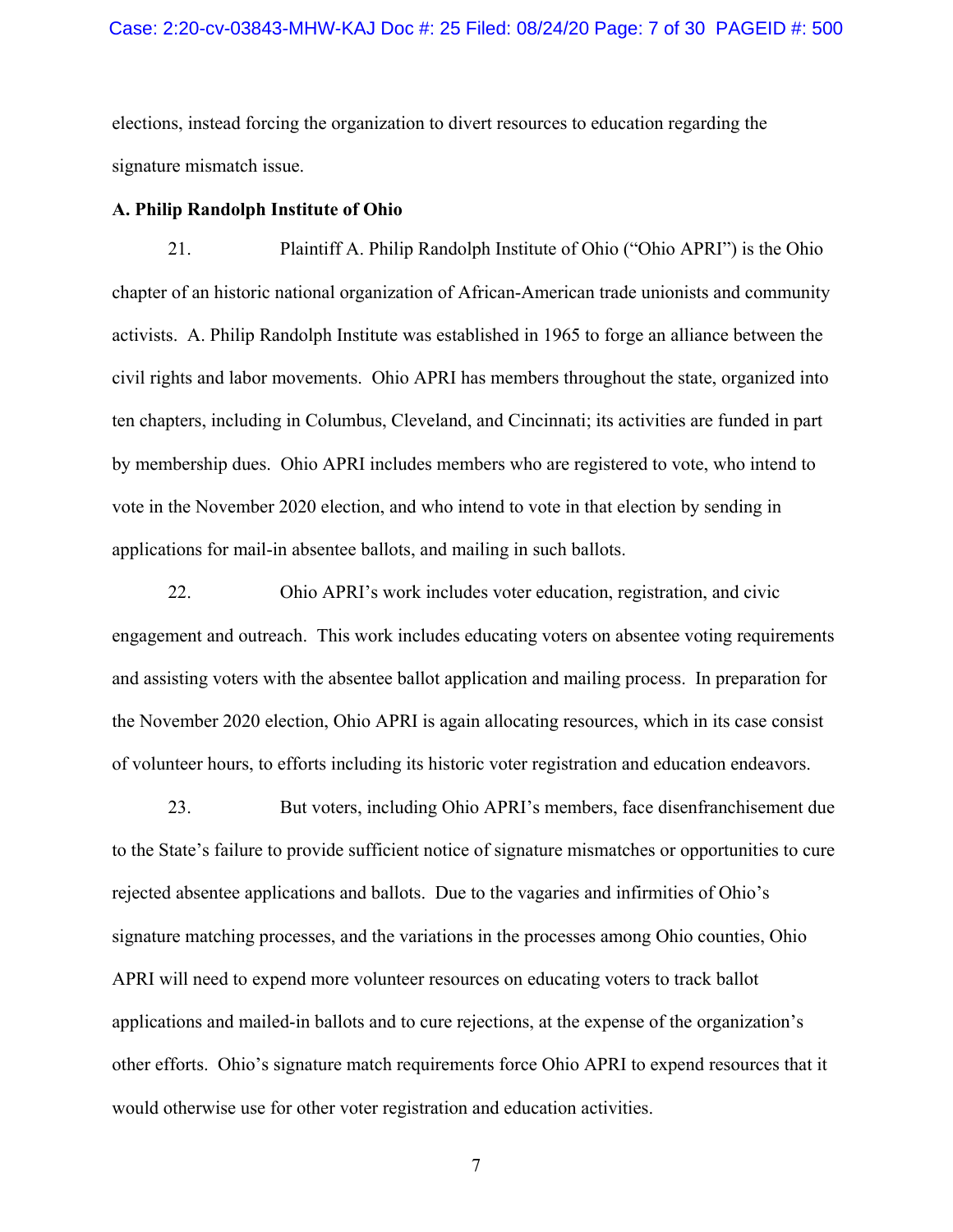elections, instead forcing the organization to divert resources to education regarding the signature mismatch issue.

**A. Philip Randolph Institute of Ohio**

21. Plaintiff A. Philip Randolph Institute of Ohio ("Ohio APRI") is the Ohio chapter of an historic national organization of African-American trade unionists and community activists. A. Philip Randolph Institute was established in 1965 to forge an alliance between the civil rights and labor movements. Ohio APRI has members throughout the state, organized into ten chapters, including in Columbus, Cleveland, and Cincinnati; its activities are funded in part by membership dues. Ohio APRI includes members who are registered to vote, who intend to vote in the November 2020 election, and who intend to vote in that election by sending in applications for mail-in absentee ballots, and mailing in such ballots.

22. Ohio APRI's work includes voter education, registration, and civic engagement and outreach. This work includes educating voters on absentee voting requirements and assisting voters with the absentee ballot application and mailing process. In preparation for the November 2020 election, Ohio APRI is again allocating resources, which in its case consist of volunteer hours, to efforts including its historic voter registration and education endeavors.

23. But voters, including Ohio APRI's members, face disenfranchisement due to the State's failure to provide sufficient notice of signature mismatches or opportunities to cure rejected absentee applications and ballots. Due to the vagaries and infirmities of Ohio's signature matching processes, and the variations in the processes among Ohio counties, Ohio APRI will need to expend more volunteer resources on educating voters to track ballot applications and mailed-in ballots and to cure rejections, at the expense of the organization's other efforts. Ohio's signature match requirements force Ohio APRI to expend resources that it would otherwise use for other voter registration and education activities.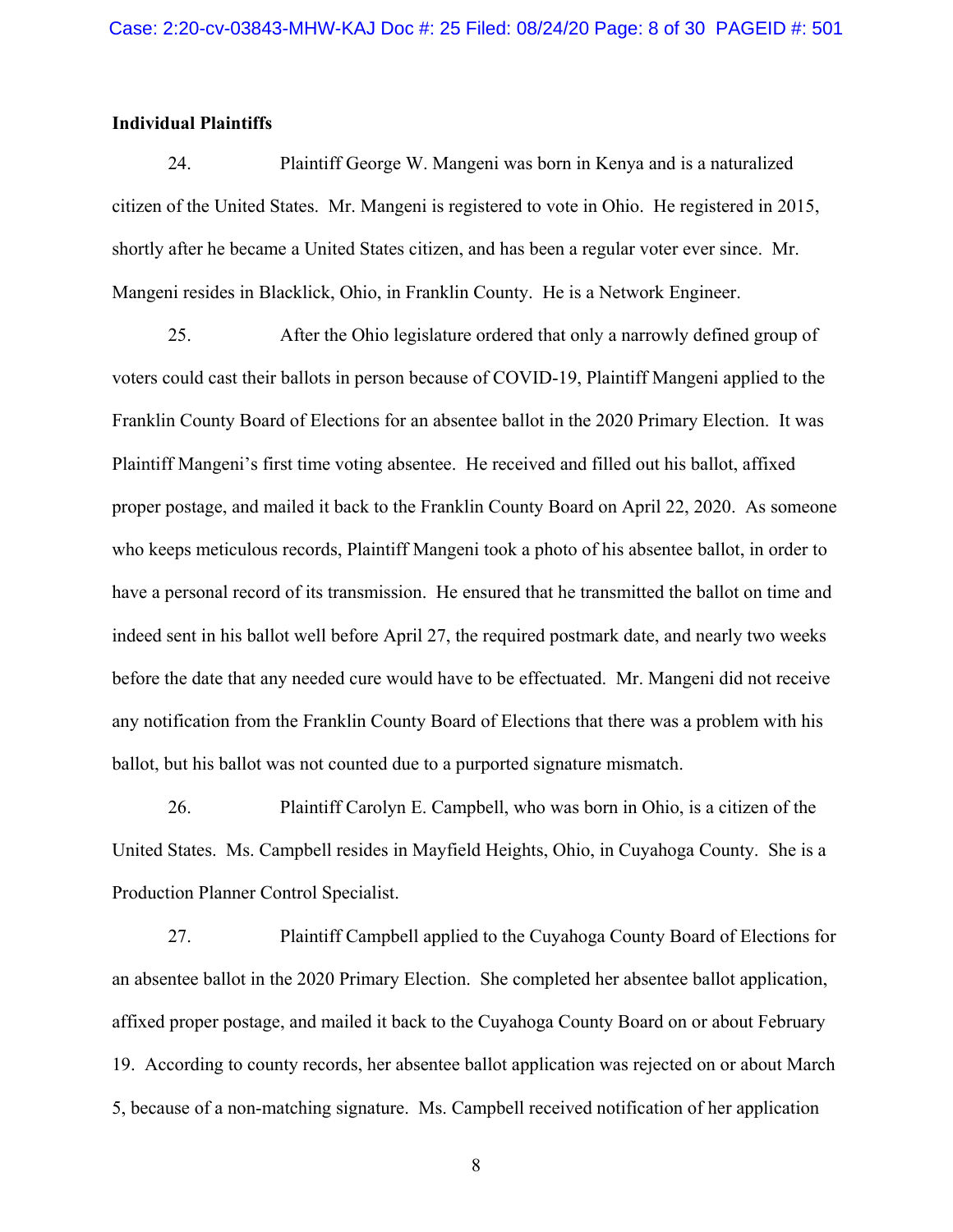**Individual Plaintiffs**

24. Plaintiff George W. Mangeni was born in Kenya and is a naturalized citizen of the United States. Mr. Mangeni is registered to vote in Ohio. He registered in 2015, shortly after he became a United States citizen, and has been a regular voter ever since. Mr. Mangeni resides in Blacklick, Ohio, in Franklin County. He is a Network Engineer.

25. After the Ohio legislature ordered that only a narrowly defined group of voters could cast their ballots in person because of COVID-19, Plaintiff Mangeni applied to the Franklin County Board of Elections for an absentee ballot in the 2020 Primary Election. It was Plaintiff Mangeni's first time voting absentee. He received and filled out his ballot, affixed proper postage, and mailed it back to the Franklin County Board on April 22, 2020. As someone who keeps meticulous records, Plaintiff Mangeni took a photo of his absentee ballot, in order to have a personal record of its transmission. He ensured that he transmitted the ballot on time and indeed sent in his ballot well before April 27, the required postmark date, and nearly two weeks before the date that any needed cure would have to be effectuated. Mr. Mangeni did not receive any notification from the Franklin County Board of Elections that there was a problem with his ballot, but his ballot was not counted due to a purported signature mismatch.

26. Plaintiff Carolyn E. Campbell, who was born in Ohio, is a citizen of the United States. Ms. Campbell resides in Mayfield Heights, Ohio, in Cuyahoga County. She is a Production Planner Control Specialist.

27. Plaintiff Campbell applied to the Cuyahoga County Board of Elections for an absentee ballot in the 2020 Primary Election. She completed her absentee ballot application, affixed proper postage, and mailed it back to the Cuyahoga County Board on or about February 19. According to county records, her absentee ballot application was rejected on or about March 5, because of a non-matching signature. Ms. Campbell received notification of her application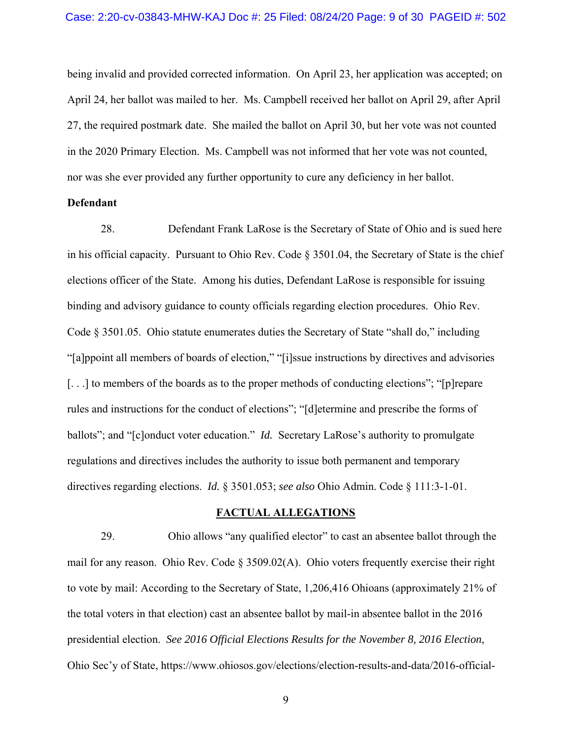being invalid and provided corrected information. On April 23, her application was accepted; on April 24, her ballot was mailed to her. Ms. Campbell received her ballot on April 29, after April 27, the required postmark date. She mailed the ballot on April 30, but her vote was not counted in the 2020 Primary Election. Ms. Campbell was not informed that her vote was not counted, nor was she ever provided any further opportunity to cure any deficiency in her ballot.

**Defendant**

28. Defendant Frank LaRose is the Secretary of State of Ohio and is sued here in his official capacity. Pursuant to Ohio Rev. Code § 3501.04, the Secretary of State is the chief elections officer of the State. Among his duties, Defendant LaRose is responsible for issuing binding and advisory guidance to county officials regarding election procedures. Ohio Rev. Code § 3501.05. Ohio statute enumerates duties the Secretary of State "shall do," including "[a]ppoint all members of boards of election," "[i]ssue instructions by directives and advisories [. . .] to members of the boards as to the proper methods of conducting elections"; "[p]repare rules and instructions for the conduct of elections"; "[d]etermine and prescribe the forms of ballots"; and "[c]onduct voter education." ***Id.*** Secretary LaRose's authority to promulgate regulations and directives includes the authority to issue both permanent and temporary directives regarding elections. *Id.* § 3501.053; *see also* Ohio Admin. Code § 111:3-1-01.

## FACTUAL ALLEGATIONS

29. Ohio allows "any qualified elector" to cast an absentee ballot through the mail for any reason. Ohio Rev. Code § 3509.02(A). Ohio voters frequently exercise their right to vote by mail: According to the Secretary of State, 1,206,416 Ohioans (approximately 21% of the total voters in that election) cast an absentee ballot by mail-in absentee ballot in the 2016 presidential election. *See 2016 Official Elections Results for the November 8, 2016 Election*, Ohio Sec'y of State, https://www.ohiosos.gov/elections/election-results-and-data/2016-official-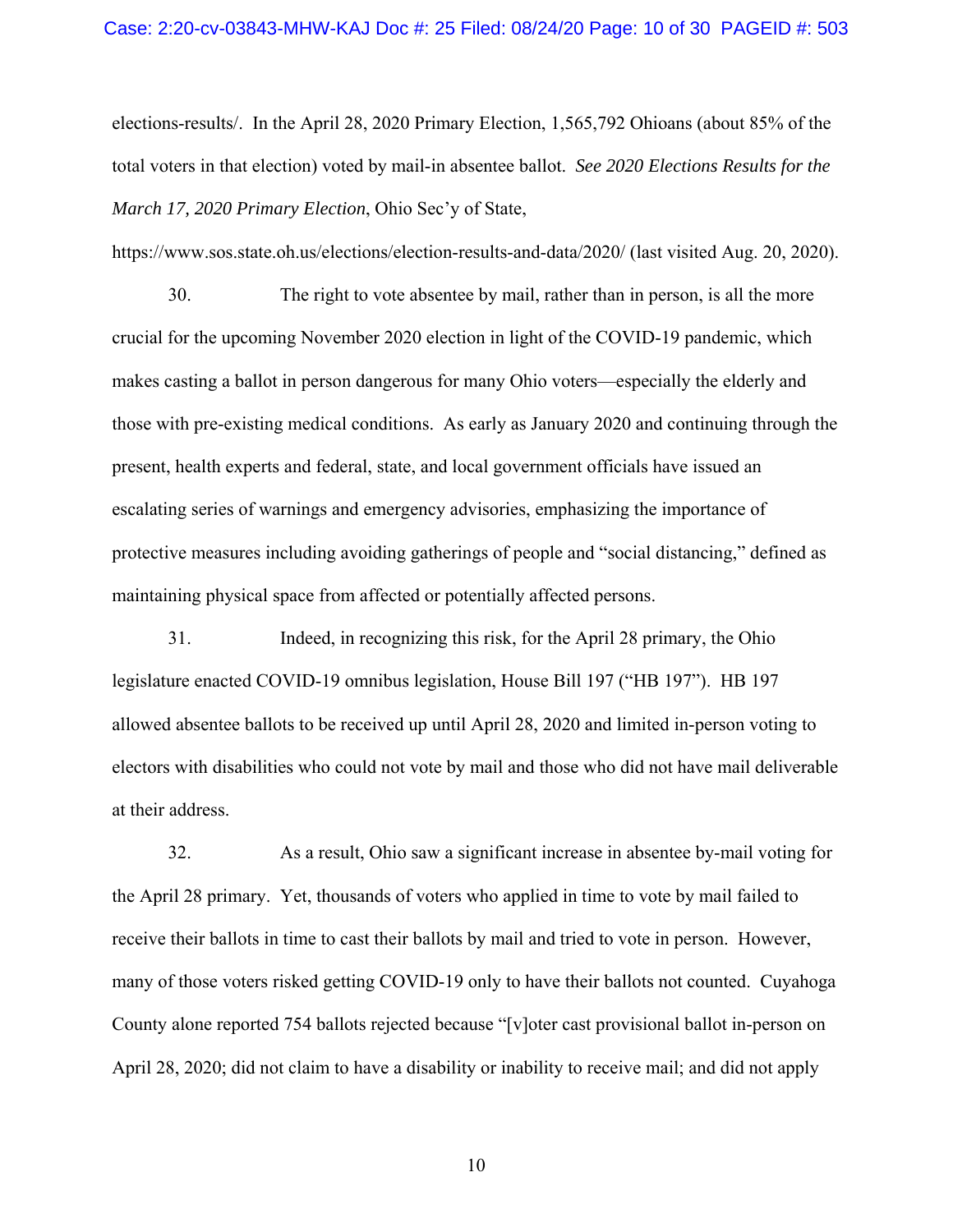elections-results/. In the April 28, 2020 Primary Election, 1,565,792 Ohioans (about 85% of the total voters in that election) voted by mail-in absentee ballot. *See 2020 Elections Results for the March 17, 2020 Primary Election*, Ohio Sec'y of State, https://www.sos.state.oh.us/elections/election-results-and-data/2020/ (last visited Aug. 20, 2020).

30. The right to vote absentee by mail, rather than in person, is all the more crucial for the upcoming November 2020 election in light of the COVID-19 pandemic, which makes casting a ballot in person dangerous for many Ohio voters—especially the elderly and those with pre-existing medical conditions. As early as January 2020 and continuing through the present, health experts and federal, state, and local government officials have issued an escalating series of warnings and emergency advisories, emphasizing the importance of protective measures including avoiding gatherings of people and "social distancing," defined as maintaining physical space from affected or potentially affected persons.

31. Indeed, in recognizing this risk, for the April 28 primary, the Ohio legislature enacted COVID-19 omnibus legislation, House Bill 197 ("HB 197"). HB 197 allowed absentee ballots to be received up until April 28, 2020 and limited in-person voting to electors with disabilities who could not vote by mail and those who did not have mail deliverable at their address.

32. As a result, Ohio saw a significant increase in absentee by-mail voting for the April 28 primary. Yet, thousands of voters who applied in time to vote by mail failed to receive their ballots in time to cast their ballots by mail and tried to vote in person. However, many of those voters risked getting COVID-19 only to have their ballots not counted. Cuyahoga County alone reported 754 ballots rejected because "[v]oter cast provisional ballot in-person on April 28, 2020; did not claim to have a disability or inability to receive mail; and did not apply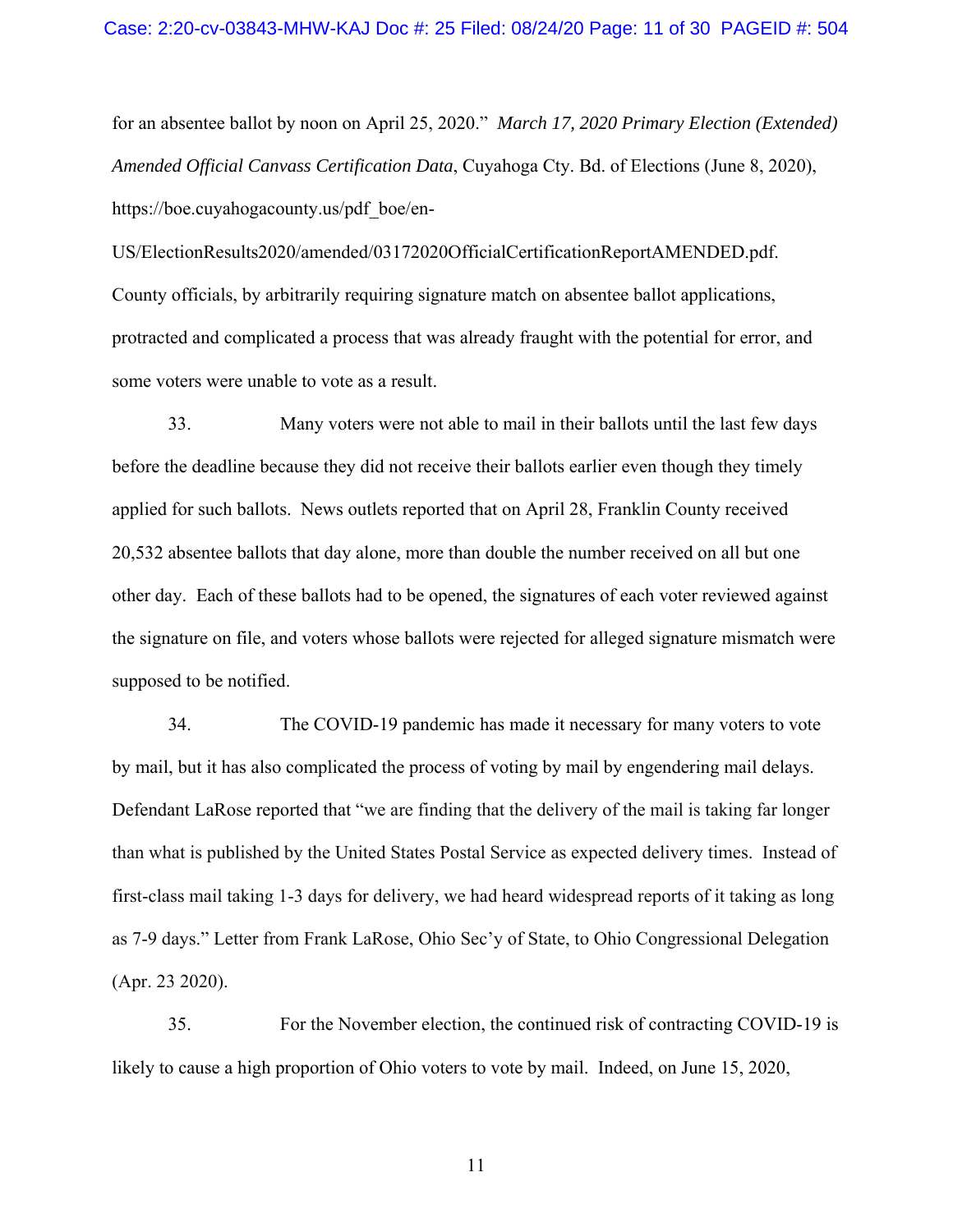for an absentee ballot by noon on April 25, 2020." *March 17, 2020 Primary Election (Extended) Amended Official Canvass Certification Data*, Cuyahoga Cty. Bd. of Elections (June 8, 2020), https://boe.cuyahogacounty.us/pdf_boe/en-US/ElectionResults2020/amended/03172020OfficialCertificationReportAMENDED.pdf. County officials, by arbitrarily requiring signature match on absentee ballot applications, protracted and complicated a process that was already fraught with the potential for error, and some voters were unable to vote as a result.

33. Many voters were not able to mail in their ballots until the last few days before the deadline because they did not receive their ballots earlier even though they timely applied for such ballots. News outlets reported that on April 28, Franklin County received 20,532 absentee ballots that day alone, more than double the number received on all but one other day. Each of these ballots had to be opened, the signatures of each voter reviewed against the signature on file, and voters whose ballots were rejected for alleged signature mismatch were supposed to be notified.

34. The COVID-19 pandemic has made it necessary for many voters to vote by mail, but it has also complicated the process of voting by mail by engendering mail delays. Defendant LaRose reported that "we are finding that the delivery of the mail is taking far longer than what is published by the United States Postal Service as expected delivery times. Instead of first-class mail taking 1-3 days for delivery, we had heard widespread reports of it taking as long as 7-9 days." Letter from Frank LaRose, Ohio Sec'y of State, to Ohio Congressional Delegation (Apr. 23 2020).

35. For the November election, the continued risk of contracting COVID-19 is likely to cause a high proportion of Ohio voters to vote by mail. Indeed, on June 15, 2020,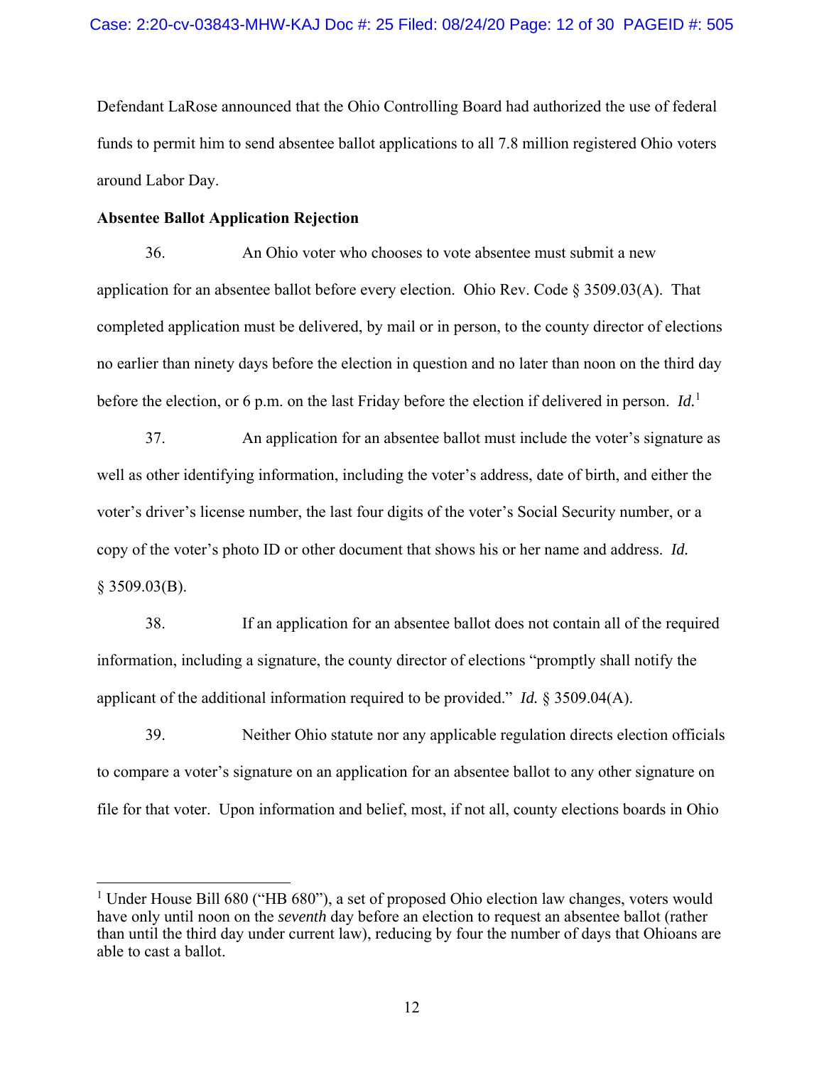Defendant LaRose announced that the Ohio Controlling Board had authorized the use of federal funds to permit him to send absentee ballot applications to all 7.8 million registered Ohio voters around Labor Day.

**Absentee Ballot Application Rejection**

36. An Ohio voter who chooses to vote absentee must submit a new application for an absentee ballot before every election. Ohio Rev. Code § 3509.03(A). That completed application must be delivered, by mail or in person, to the county director of elections no earlier than ninety days before the election in question and no later than noon on the third day before the election, or 6 p.m. on the last Friday before the election if delivered in person. *Id.*[1]

37. An application for an absentee ballot must include the voter's signature as well as other identifying information, including the voter's address, date of birth, and either the voter's driver's license number, the last four digits of the voter's Social Security number, or a copy of the voter's photo ID or other document that shows his or her name and address. *Id.* § 3509.03(B).

38. If an application for an absentee ballot does not contain all of the required information, including a signature, the county director of elections "promptly shall notify the applicant of the additional information required to be provided." *Id.* § 3509.04(A).

39. Neither Ohio statute nor any applicable regulation directs election officials to compare a voter's signature on an application for an absentee ballot to any other signature on file for that voter. Upon information and belief, most, if not all, county elections boards in Ohio

---

[1] Under House Bill 680 ("HB 680"), a set of proposed Ohio election law changes, voters would have only until noon on the *seventh* day before an election to request an absentee ballot (rather than until the third day under current law), reducing by four the number of days that Ohioans are able to cast a ballot.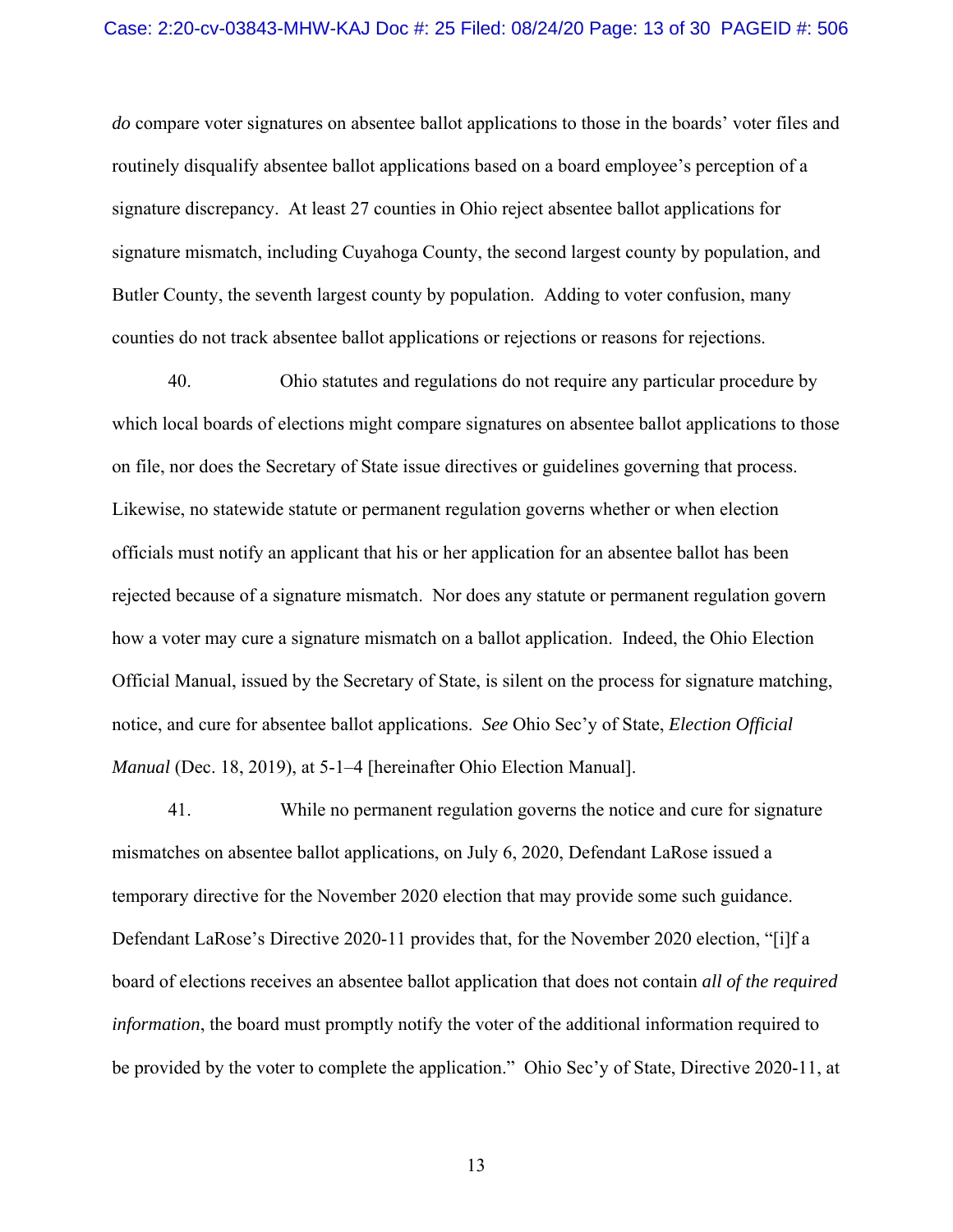*do* compare voter signatures on absentee ballot applications to those in the boards' voter files and routinely disqualify absentee ballot applications based on a board employee's perception of a signature discrepancy. At least 27 counties in Ohio reject absentee ballot applications for signature mismatch, including Cuyahoga County, the second largest county by population, and Butler County, the seventh largest county by population. Adding to voter confusion, many counties do not track absentee ballot applications or rejections or reasons for rejections.

40. Ohio statutes and regulations do not require any particular procedure by which local boards of elections might compare signatures on absentee ballot applications to those on file, nor does the Secretary of State issue directives or guidelines governing that process. Likewise, no statewide statute or permanent regulation governs whether or when election officials must notify an applicant that his or her application for an absentee ballot has been rejected because of a signature mismatch. Nor does any statute or permanent regulation govern how a voter may cure a signature mismatch on a ballot application. Indeed, the Ohio Election Official Manual, issued by the Secretary of State, is silent on the process for signature matching, notice, and cure for absentee ballot applications. *See* Ohio Sec'y of State, *Election Official Manual* (Dec. 18, 2019), at 5-1–4 [hereinafter Ohio Election Manual].

41. While no permanent regulation governs the notice and cure for signature mismatches on absentee ballot applications, on July 6, 2020, Defendant LaRose issued a temporary directive for the November 2020 election that may provide some such guidance. Defendant LaRose's Directive 2020-11 provides that, for the November 2020 election, "[i]f a board of elections receives an absentee ballot application that does not contain *all of the required information*, the board must promptly notify the voter of the additional information required to be provided by the voter to complete the application." Ohio Sec'y of State, Directive 2020-11, at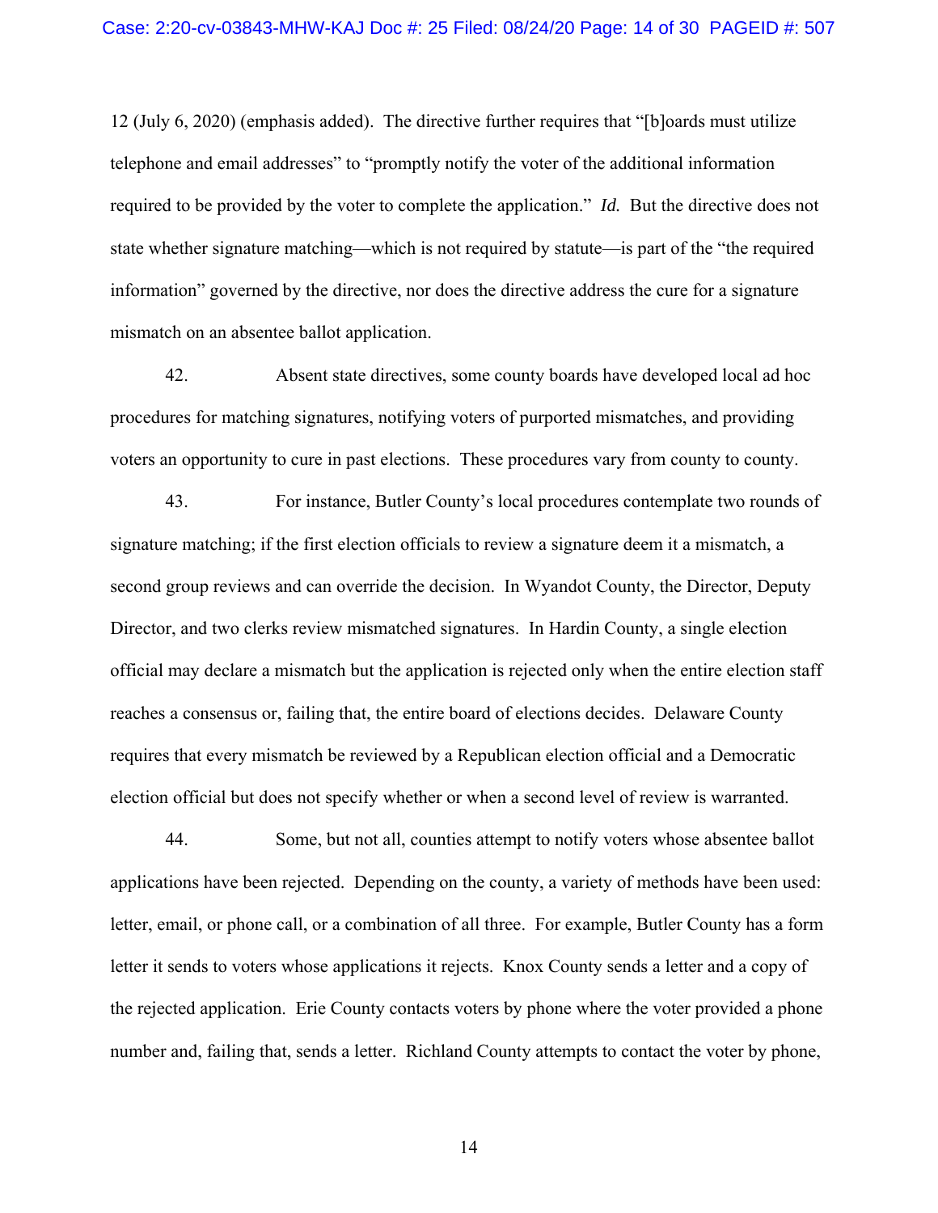12 (July 6, 2020) (emphasis added). The directive further requires that "[b]oards must utilize telephone and email addresses" to "promptly notify the voter of the additional information required to be provided by the voter to complete the application." *Id.* But the directive does not state whether signature matching—which is not required by statute—is part of the "the required information" governed by the directive, nor does the directive address the cure for a signature mismatch on an absentee ballot application.

42. Absent state directives, some county boards have developed local ad hoc procedures for matching signatures, notifying voters of purported mismatches, and providing voters an opportunity to cure in past elections. These procedures vary from county to county.

43. For instance, Butler County's local procedures contemplate two rounds of signature matching; if the first election officials to review a signature deem it a mismatch, a second group reviews and can override the decision. In Wyandot County, the Director, Deputy Director, and two clerks review mismatched signatures. In Hardin County, a single election official may declare a mismatch but the application is rejected only when the entire election staff reaches a consensus or, failing that, the entire board of elections decides. Delaware County requires that every mismatch be reviewed by a Republican election official and a Democratic election official but does not specify whether or when a second level of review is warranted.

44. Some, but not all, counties attempt to notify voters whose absentee ballot applications have been rejected. Depending on the county, a variety of methods have been used: letter, email, or phone call, or a combination of all three. For example, Butler County has a form letter it sends to voters whose applications it rejects. Knox County sends a letter and a copy of the rejected application. Erie County contacts voters by phone where the voter provided a phone number and, failing that, sends a letter. Richland County attempts to contact the voter by phone,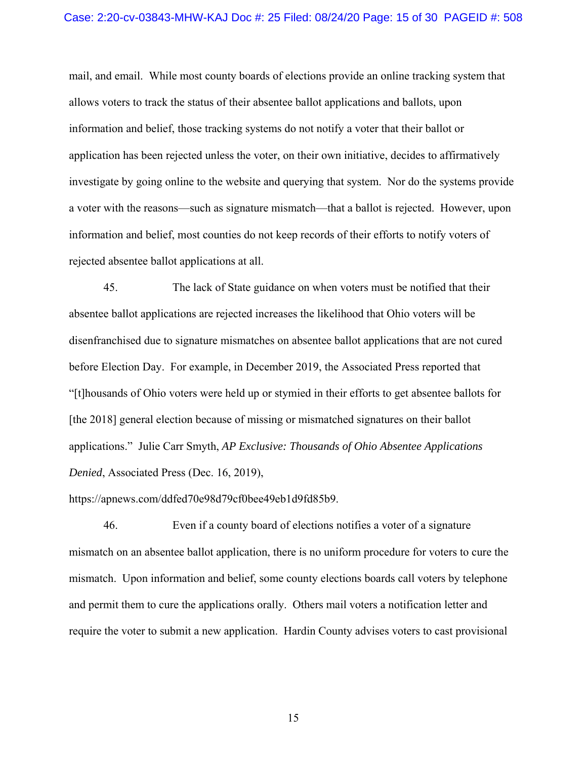mail, and email. While most county boards of elections provide an online tracking system that allows voters to track the status of their absentee ballot applications and ballots, upon information and belief, those tracking systems do not notify a voter that their ballot or application has been rejected unless the voter, on their own initiative, decides to affirmatively investigate by going online to the website and querying that system. Nor do the systems provide a voter with the reasons—such as signature mismatch—that a ballot is rejected. However, upon information and belief, most counties do not keep records of their efforts to notify voters of rejected absentee ballot applications at all.

45. The lack of State guidance on when voters must be notified that their absentee ballot applications are rejected increases the likelihood that Ohio voters will be disenfranchised due to signature mismatches on absentee ballot applications that are not cured before Election Day. For example, in December 2019, the Associated Press reported that "[t]housands of Ohio voters were held up or stymied in their efforts to get absentee ballots for [the 2018] general election because of missing or mismatched signatures on their ballot applications." Julie Carr Smyth, *AP Exclusive: Thousands of Ohio Absentee Applications Denied*, Associated Press (Dec. 16, 2019), https://apnews.com/ddfed70e98d79cf0bee49eb1d9fd85b9.

46. Even if a county board of elections notifies a voter of a signature mismatch on an absentee ballot application, there is no uniform procedure for voters to cure the mismatch. Upon information and belief, some county elections boards call voters by telephone and permit them to cure the applications orally. Others mail voters a notification letter and require the voter to submit a new application. Hardin County advises voters to cast provisional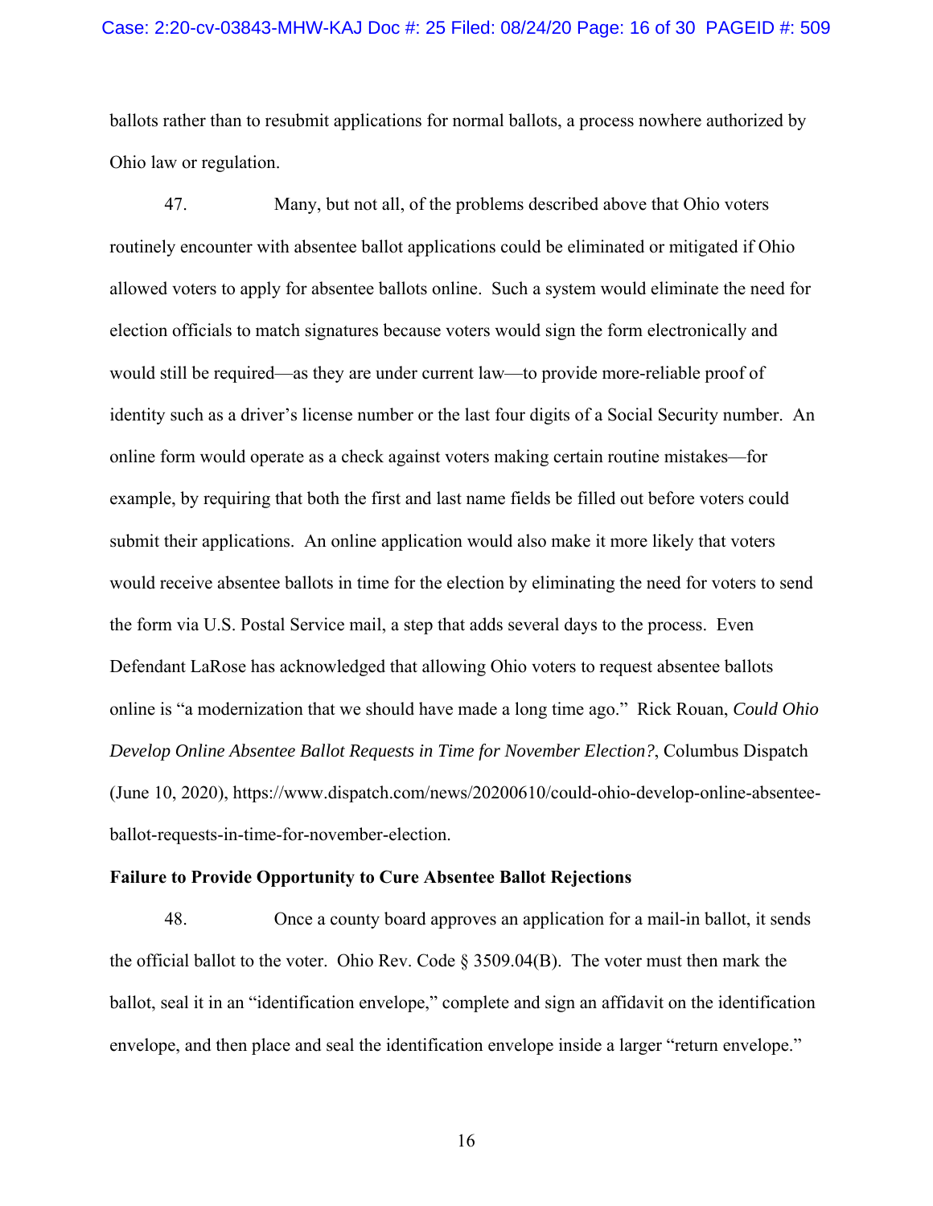ballots rather than to resubmit applications for normal ballots, a process nowhere authorized by Ohio law or regulation.

47. Many, but not all, of the problems described above that Ohio voters routinely encounter with absentee ballot applications could be eliminated or mitigated if Ohio allowed voters to apply for absentee ballots online. Such a system would eliminate the need for election officials to match signatures because voters would sign the form electronically and would still be required—as they are under current law—to provide more-reliable proof of identity such as a driver's license number or the last four digits of a Social Security number. An online form would operate as a check against voters making certain routine mistakes—for example, by requiring that both the first and last name fields be filled out before voters could submit their applications. An online application would also make it more likely that voters would receive absentee ballots in time for the election by eliminating the need for voters to send the form via U.S. Postal Service mail, a step that adds several days to the process. Even Defendant LaRose has acknowledged that allowing Ohio voters to request absentee ballots online is "a modernization that we should have made a long time ago." Rick Rouan, *Could Ohio Develop Online Absentee Ballot Requests in Time for November Election?*, Columbus Dispatch (June 10, 2020), https://www.dispatch.com/news/20200610/could-ohio-develop-online-absentee-ballot-requests-in-time-for-november-election.

**Failure to Provide Opportunity to Cure Absentee Ballot Rejections**

48. Once a county board approves an application for a mail-in ballot, it sends the official ballot to the voter. Ohio Rev. Code § 3509.04(B). The voter must then mark the ballot, seal it in an "identification envelope," complete and sign an affidavit on the identification envelope, and then place and seal the identification envelope inside a larger "return envelope."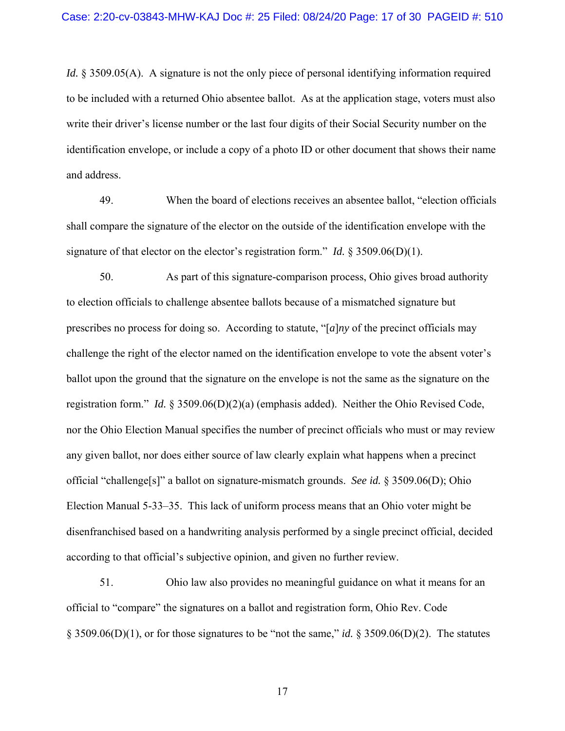*Id.* § 3509.05(A). A signature is not the only piece of personal identifying information required to be included with a returned Ohio absentee ballot. As at the application stage, voters must also write their driver's license number or the last four digits of their Social Security number on the identification envelope, or include a copy of a photo ID or other document that shows their name and address.

49. When the board of elections receives an absentee ballot, "election officials shall compare the signature of the elector on the outside of the identification envelope with the signature of that elector on the elector's registration form." *Id.* § 3509.06(D)(1).

50. As part of this signature-comparison process, Ohio gives broad authority to election officials to challenge absentee ballots because of a mismatched signature but prescribes no process for doing so. According to statute, "[*a*]*ny* of the precinct officials may challenge the right of the elector named on the identification envelope to vote the absent voter's ballot upon the ground that the signature on the envelope is not the same as the signature on the registration form." *Id.* § 3509.06(D)(2)(a) (emphasis added). Neither the Ohio Revised Code, nor the Ohio Election Manual specifies the number of precinct officials who must or may review any given ballot, nor does either source of law clearly explain what happens when a precinct official "challenge[s]" a ballot on signature-mismatch grounds. *See id.* § 3509.06(D); Ohio Election Manual 5-33–35. This lack of uniform process means that an Ohio voter might be disenfranchised based on a handwriting analysis performed by a single precinct official, decided according to that official's subjective opinion, and given no further review.

51. Ohio law also provides no meaningful guidance on what it means for an official to "compare" the signatures on a ballot and registration form, Ohio Rev. Code § 3509.06(D)(1), or for those signatures to be "not the same," *id.* § 3509.06(D)(2). The statutes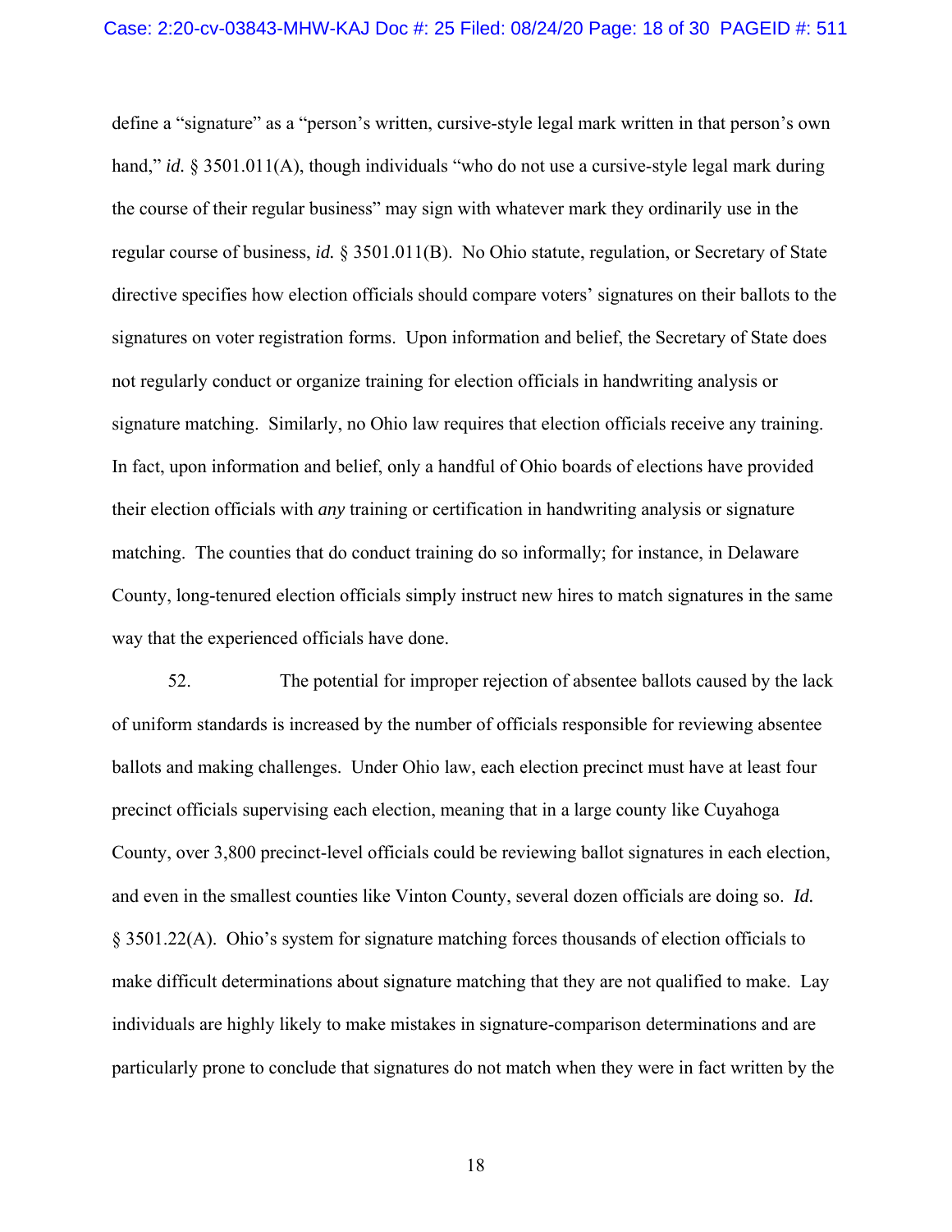define a "signature" as a "person's written, cursive-style legal mark written in that person's own hand," *id.* § 3501.011(A), though individuals "who do not use a cursive-style legal mark during the course of their regular business" may sign with whatever mark they ordinarily use in the regular course of business, *id.* § 3501.011(B). No Ohio statute, regulation, or Secretary of State directive specifies how election officials should compare voters' signatures on their ballots to the signatures on voter registration forms. Upon information and belief, the Secretary of State does not regularly conduct or organize training for election officials in handwriting analysis or signature matching. Similarly, no Ohio law requires that election officials receive any training. In fact, upon information and belief, only a handful of Ohio boards of elections have provided their election officials with *any* training or certification in handwriting analysis or signature matching. The counties that do conduct training do so informally; for instance, in Delaware County, long-tenured election officials simply instruct new hires to match signatures in the same way that the experienced officials have done.

52. The potential for improper rejection of absentee ballots caused by the lack of uniform standards is increased by the number of officials responsible for reviewing absentee ballots and making challenges. Under Ohio law, each election precinct must have at least four precinct officials supervising each election, meaning that in a large county like Cuyahoga County, over 3,800 precinct-level officials could be reviewing ballot signatures in each election, and even in the smallest counties like Vinton County, several dozen officials are doing so. *Id.* § 3501.22(A). Ohio's system for signature matching forces thousands of election officials to make difficult determinations about signature matching that they are not qualified to make. Lay individuals are highly likely to make mistakes in signature-comparison determinations and are particularly prone to conclude that signatures do not match when they were in fact written by the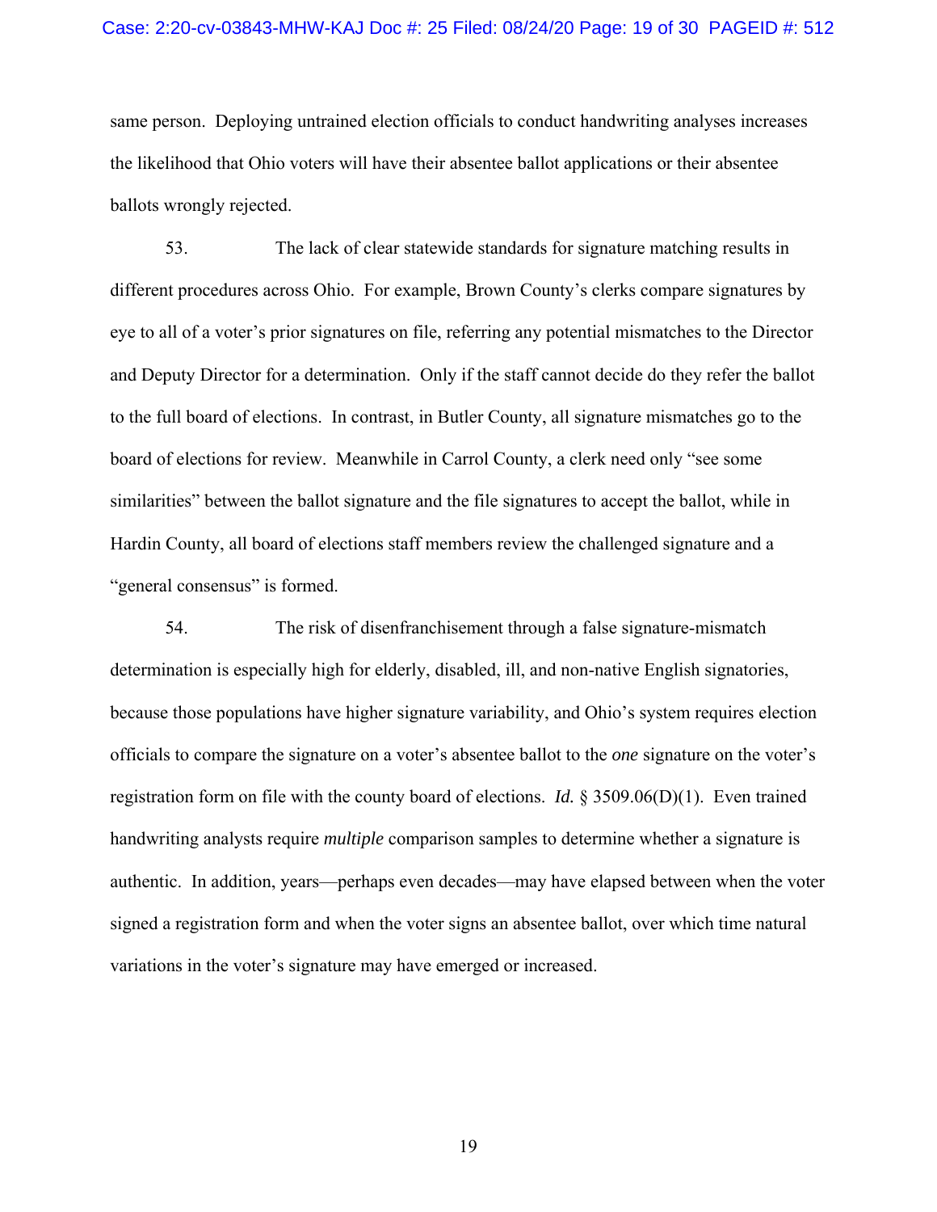same person. Deploying untrained election officials to conduct handwriting analyses increases the likelihood that Ohio voters will have their absentee ballot applications or their absentee ballots wrongly rejected.

53. The lack of clear statewide standards for signature matching results in different procedures across Ohio. For example, Brown County's clerks compare signatures by eye to all of a voter's prior signatures on file, referring any potential mismatches to the Director and Deputy Director for a determination. Only if the staff cannot decide do they refer the ballot to the full board of elections. In contrast, in Butler County, all signature mismatches go to the board of elections for review. Meanwhile in Carrol County, a clerk need only "see some similarities" between the ballot signature and the file signatures to accept the ballot, while in Hardin County, all board of elections staff members review the challenged signature and a "general consensus" is formed.

54. The risk of disenfranchisement through a false signature-mismatch determination is especially high for elderly, disabled, ill, and non-native English signatories, because those populations have higher signature variability, and Ohio's system requires election officials to compare the signature on a voter's absentee ballot to the *one* signature on the voter's registration form on file with the county board of elections. *Id.* § 3509.06(D)(1). Even trained handwriting analysts require *multiple* comparison samples to determine whether a signature is authentic. In addition, years—perhaps even decades—may have elapsed between when the voter signed a registration form and when the voter signs an absentee ballot, over which time natural variations in the voter's signature may have emerged or increased.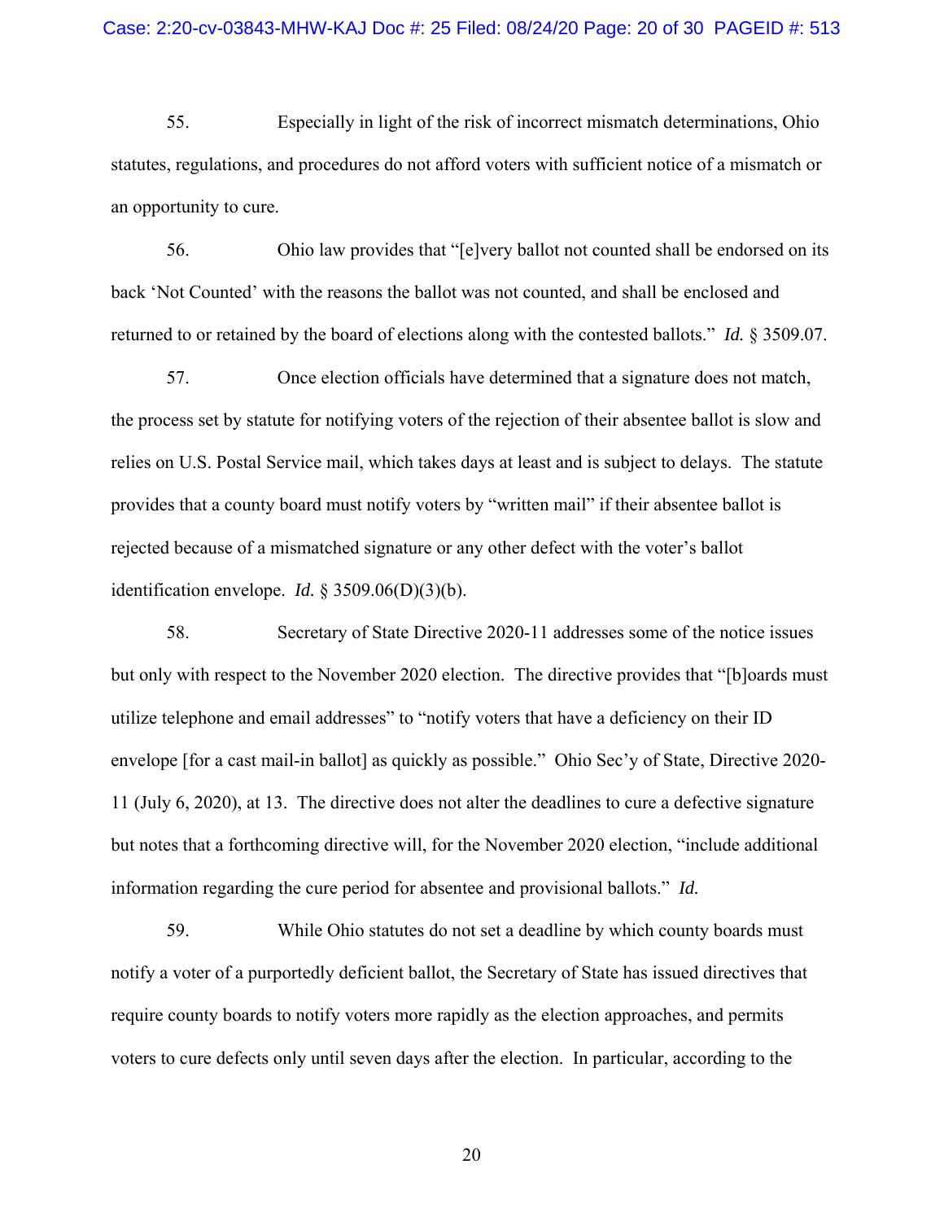55. Especially in light of the risk of incorrect mismatch determinations, Ohio statutes, regulations, and procedures do not afford voters with sufficient notice of a mismatch or an opportunity to cure.

56. Ohio law provides that "[e]very ballot not counted shall be endorsed on its back 'Not Counted' with the reasons the ballot was not counted, and shall be enclosed and returned to or retained by the board of elections along with the contested ballots." *Id.* § 3509.07.

57. Once election officials have determined that a signature does not match, the process set by statute for notifying voters of the rejection of their absentee ballot is slow and relies on U.S. Postal Service mail, which takes days at least and is subject to delays. The statute provides that a county board must notify voters by "written mail" if their absentee ballot is rejected because of a mismatched signature or any other defect with the voter's ballot identification envelope. *Id.* § 3509.06(D)(3)(b).

58. Secretary of State Directive 2020-11 addresses some of the notice issues but only with respect to the November 2020 election. The directive provides that "[b]oards must utilize telephone and email addresses" to "notify voters that have a deficiency on their ID envelope [for a cast mail-in ballot] as quickly as possible." Ohio Sec'y of State, Directive 2020-11 (July 6, 2020), at 13. The directive does not alter the deadlines to cure a defective signature but notes that a forthcoming directive will, for the November 2020 election, "include additional information regarding the cure period for absentee and provisional ballots." *Id.*

59. While Ohio statutes do not set a deadline by which county boards must notify a voter of a purportedly deficient ballot, the Secretary of State has issued directives that require county boards to notify voters more rapidly as the election approaches, and permits voters to cure defects only until seven days after the election. In particular, according to the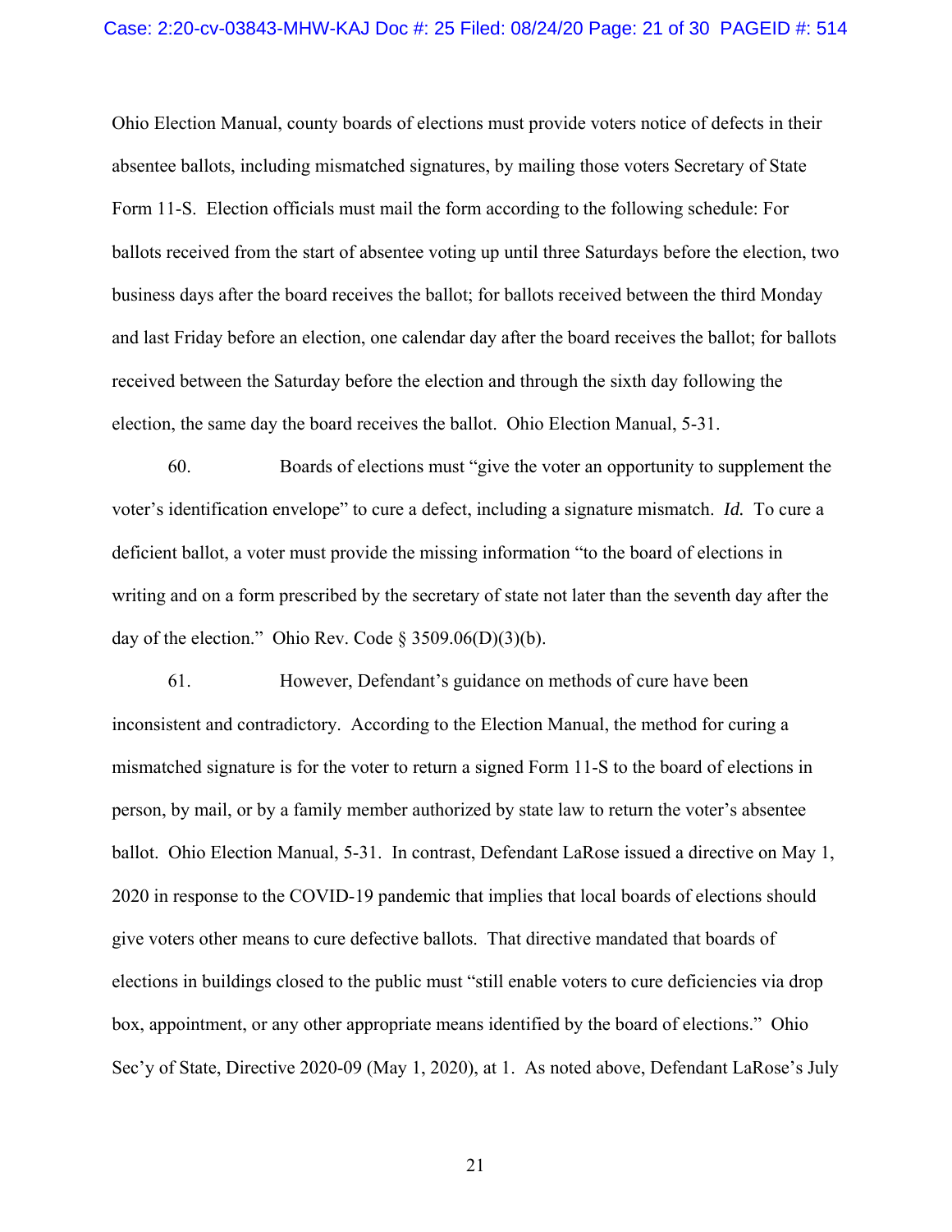Ohio Election Manual, county boards of elections must provide voters notice of defects in their absentee ballots, including mismatched signatures, by mailing those voters Secretary of State Form 11-S. Election officials must mail the form according to the following schedule: For ballots received from the start of absentee voting up until three Saturdays before the election, two business days after the board receives the ballot; for ballots received between the third Monday and last Friday before an election, one calendar day after the board receives the ballot; for ballots received between the Saturday before the election and through the sixth day following the election, the same day the board receives the ballot. Ohio Election Manual, 5-31.

60. Boards of elections must "give the voter an opportunity to supplement the voter's identification envelope" to cure a defect, including a signature mismatch. *Id.* To cure a deficient ballot, a voter must provide the missing information "to the board of elections in writing and on a form prescribed by the secretary of state not later than the seventh day after the day of the election." Ohio Rev. Code § 3509.06(D)(3)(b).

61. However, Defendant's guidance on methods of cure have been inconsistent and contradictory. According to the Election Manual, the method for curing a mismatched signature is for the voter to return a signed Form 11-S to the board of elections in person, by mail, or by a family member authorized by state law to return the voter's absentee ballot. Ohio Election Manual, 5-31. In contrast, Defendant LaRose issued a directive on May 1, 2020 in response to the COVID-19 pandemic that implies that local boards of elections should give voters other means to cure defective ballots. That directive mandated that boards of elections in buildings closed to the public must "still enable voters to cure deficiencies via drop box, appointment, or any other appropriate means identified by the board of elections." Ohio Sec'y of State, Directive 2020-09 (May 1, 2020), at 1. As noted above, Defendant LaRose's July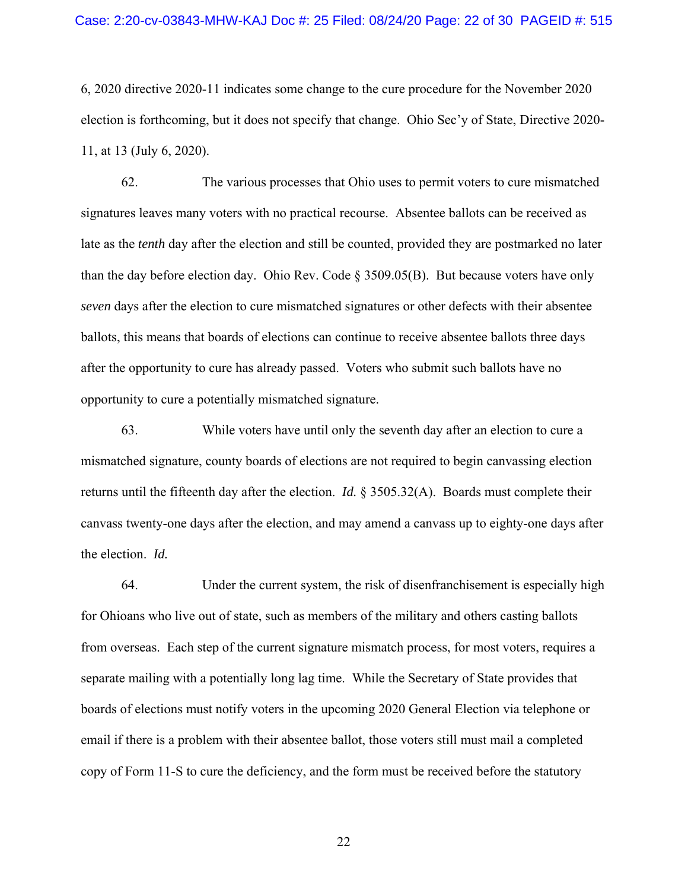6, 2020 directive 2020-11 indicates some change to the cure procedure for the November 2020 election is forthcoming, but it does not specify that change. Ohio Sec'y of State, Directive 2020-11, at 13 (July 6, 2020).

62. The various processes that Ohio uses to permit voters to cure mismatched signatures leaves many voters with no practical recourse. Absentee ballots can be received as late as the *tenth* day after the election and still be counted, provided they are postmarked no later than the day before election day. Ohio Rev. Code § 3509.05(B). But because voters have only *seven* days after the election to cure mismatched signatures or other defects with their absentee ballots, this means that boards of elections can continue to receive absentee ballots three days after the opportunity to cure has already passed. Voters who submit such ballots have no opportunity to cure a potentially mismatched signature.

63. While voters have until only the seventh day after an election to cure a mismatched signature, county boards of elections are not required to begin canvassing election returns until the fifteenth day after the election. *Id.* § 3505.32(A). Boards must complete their canvass twenty-one days after the election, and may amend a canvass up to eighty-one days after the election. *Id.*

64. Under the current system, the risk of disenfranchisement is especially high for Ohioans who live out of state, such as members of the military and others casting ballots from overseas. Each step of the current signature mismatch process, for most voters, requires a separate mailing with a potentially long lag time. While the Secretary of State provides that boards of elections must notify voters in the upcoming 2020 General Election via telephone or email if there is a problem with their absentee ballot, those voters still must mail a completed copy of Form 11-S to cure the deficiency, and the form must be received before the statutory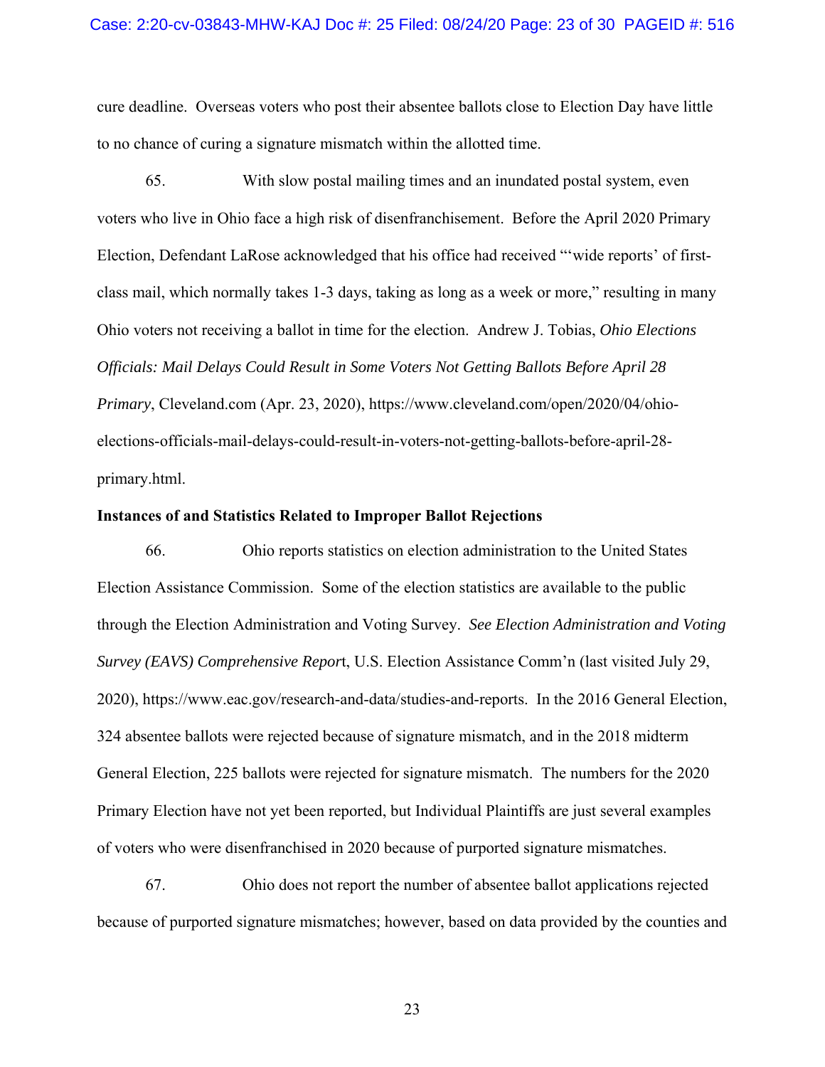cure deadline. Overseas voters who post their absentee ballots close to Election Day have little to no chance of curing a signature mismatch within the allotted time.

65. With slow postal mailing times and an inundated postal system, even voters who live in Ohio face a high risk of disenfranchisement. Before the April 2020 Primary Election, Defendant LaRose acknowledged that his office had received "'wide reports' of first-class mail, which normally takes 1-3 days, taking as long as a week or more," resulting in many Ohio voters not receiving a ballot in time for the election. Andrew J. Tobias, *Ohio Elections Officials: Mail Delays Could Result in Some Voters Not Getting Ballots Before April 28 Primary*, Cleveland.com (Apr. 23, 2020), https://www.cleveland.com/open/2020/04/ohio-elections-officials-mail-delays-could-result-in-voters-not-getting-ballots-before-april-28-primary.html.

**Instances of and Statistics Related to Improper Ballot Rejections**

66. Ohio reports statistics on election administration to the United States Election Assistance Commission. Some of the election statistics are available to the public through the Election Administration and Voting Survey. *See Election Administration and Voting Survey (EAVS) Comprehensive Report*, U.S. Election Assistance Comm'n (last visited July 29, 2020), https://www.eac.gov/research-and-data/studies-and-reports. In the 2016 General Election, 324 absentee ballots were rejected because of signature mismatch, and in the 2018 midterm General Election, 225 ballots were rejected for signature mismatch. The numbers for the 2020 Primary Election have not yet been reported, but Individual Plaintiffs are just several examples of voters who were disenfranchised in 2020 because of purported signature mismatches.

67. Ohio does not report the number of absentee ballot applications rejected because of purported signature mismatches; however, based on data provided by the counties and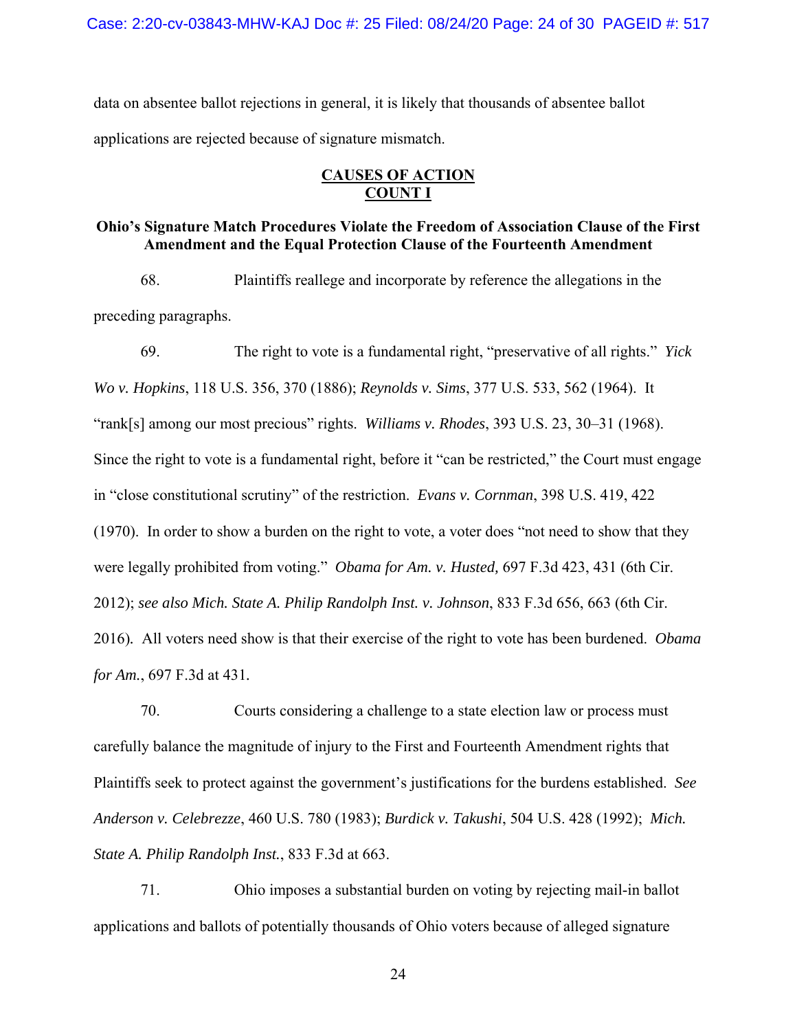data on absentee ballot rejections in general, it is likely that thousands of absentee ballot applications are rejected because of signature mismatch.

## **CAUSES OF ACTION**
## **COUNT I**

### **Ohio's Signature Match Procedures Violate the Freedom of Association Clause of the First Amendment and the Equal Protection Clause of the Fourteenth Amendment**

68. Plaintiffs reallege and incorporate by reference the allegations in the preceding paragraphs.

69. The right to vote is a fundamental right, "preservative of all rights." *Yick Wo v. Hopkins*, 118 U.S. 356, 370 (1886); *Reynolds v. Sims*, 377 U.S. 533, 562 (1964). It "rank[s] among our most precious" rights. *Williams v. Rhodes*, 393 U.S. 23, 30–31 (1968). Since the right to vote is a fundamental right, before it "can be restricted," the Court must engage in "close constitutional scrutiny" of the restriction. *Evans v. Cornman*, 398 U.S. 419, 422 (1970). In order to show a burden on the right to vote, a voter does "not need to show that they were legally prohibited from voting." *Obama for Am. v. Husted,* 697 F.3d 423, 431 (6th Cir. 2012); *see also Mich. State A. Philip Randolph Inst. v. Johnson*, 833 F.3d 656, 663 (6th Cir. 2016). All voters need show is that their exercise of the right to vote has been burdened. *Obama for Am.*, 697 F.3d at 431.

70. Courts considering a challenge to a state election law or process must carefully balance the magnitude of injury to the First and Fourteenth Amendment rights that Plaintiffs seek to protect against the government's justifications for the burdens established. *See Anderson v. Celebrezze*, 460 U.S. 780 (1983); *Burdick v. Takushi*, 504 U.S. 428 (1992); *Mich. State A. Philip Randolph Inst.*, 833 F.3d at 663.

71. Ohio imposes a substantial burden on voting by rejecting mail-in ballot applications and ballots of potentially thousands of Ohio voters because of alleged signature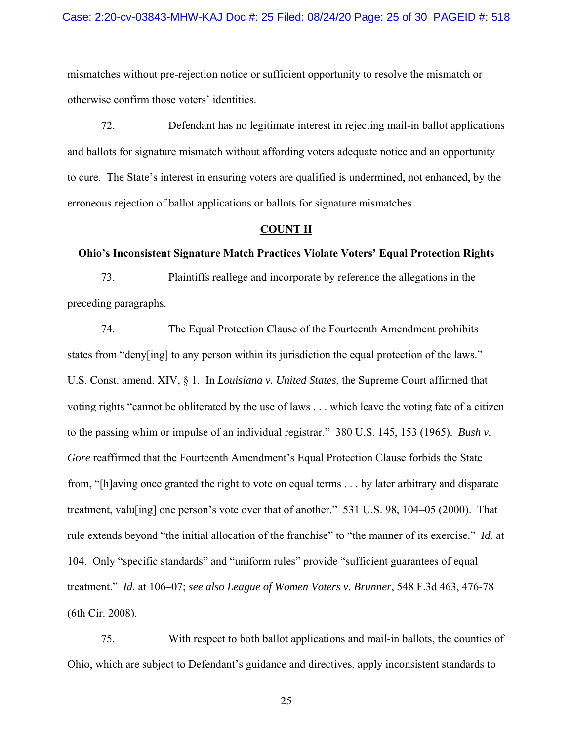mismatches without pre-rejection notice or sufficient opportunity to resolve the mismatch or otherwise confirm those voters' identities.

72. Defendant has no legitimate interest in rejecting mail-in ballot applications and ballots for signature mismatch without affording voters adequate notice and an opportunity to cure. The State's interest in ensuring voters are qualified is undermined, not enhanced, by the erroneous rejection of ballot applications or ballots for signature mismatches.

## COUNT II

### Ohio's Inconsistent Signature Match Practices Violate Voters' Equal Protection Rights

73. Plaintiffs reallege and incorporate by reference the allegations in the preceding paragraphs.

74. The Equal Protection Clause of the Fourteenth Amendment prohibits states from "deny[ing] to any person within its jurisdiction the equal protection of the laws." U.S. Const. amend. XIV, § 1. In *Louisiana v. United States*, the Supreme Court affirmed that voting rights "cannot be obliterated by the use of laws . . . which leave the voting fate of a citizen to the passing whim or impulse of an individual registrar." 380 U.S. 145, 153 (1965). *Bush v. Gore* reaffirmed that the Fourteenth Amendment's Equal Protection Clause forbids the State from, "[h]aving once granted the right to vote on equal terms . . . by later arbitrary and disparate treatment, valu[ing] one person's vote over that of another." 531 U.S. 98, 104–05 (2000). That rule extends beyond "the initial allocation of the franchise" to "the manner of its exercise." *Id*. at 104. Only "specific standards" and "uniform rules" provide "sufficient guarantees of equal treatment." *Id*. at 106–07; *see also League of Women Voters v. Brunner*, 548 F.3d 463, 476-78 (6th Cir. 2008).

75. With respect to both ballot applications and mail-in ballots, the counties of Ohio, which are subject to Defendant's guidance and directives, apply inconsistent standards to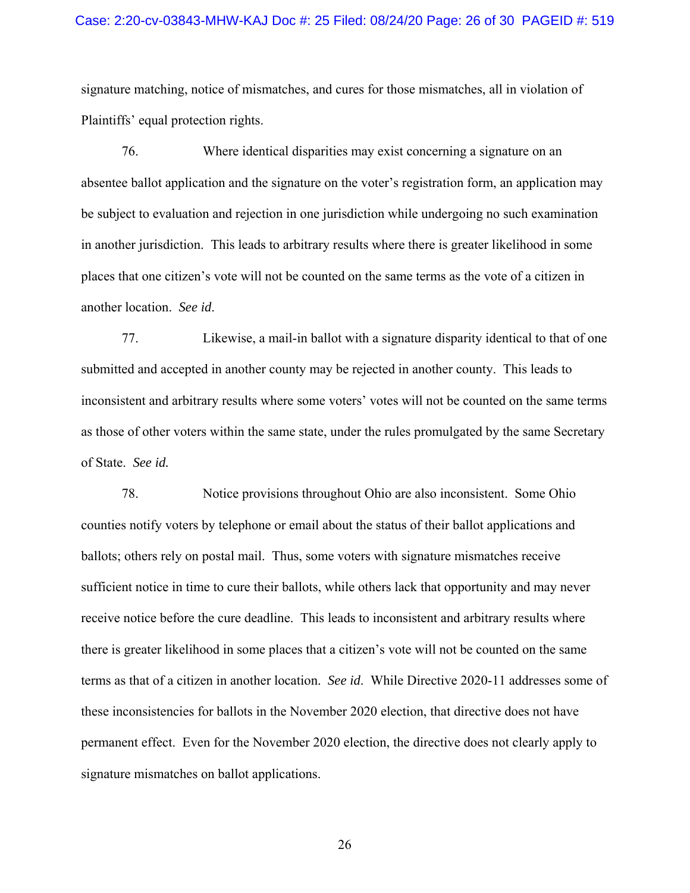signature matching, notice of mismatches, and cures for those mismatches, all in violation of Plaintiffs' equal protection rights.

76. Where identical disparities may exist concerning a signature on an absentee ballot application and the signature on the voter's registration form, an application may be subject to evaluation and rejection in one jurisdiction while undergoing no such examination in another jurisdiction. This leads to arbitrary results where there is greater likelihood in some places that one citizen's vote will not be counted on the same terms as the vote of a citizen in another location. *See id*.

77. Likewise, a mail-in ballot with a signature disparity identical to that of one submitted and accepted in another county may be rejected in another county. This leads to inconsistent and arbitrary results where some voters' votes will not be counted on the same terms as those of other voters within the same state, under the rules promulgated by the same Secretary of State. *See id.*

78. Notice provisions throughout Ohio are also inconsistent. Some Ohio counties notify voters by telephone or email about the status of their ballot applications and ballots; others rely on postal mail. Thus, some voters with signature mismatches receive sufficient notice in time to cure their ballots, while others lack that opportunity and may never receive notice before the cure deadline. This leads to inconsistent and arbitrary results where there is greater likelihood in some places that a citizen's vote will not be counted on the same terms as that of a citizen in another location. *See id*. While Directive 2020-11 addresses some of these inconsistencies for ballots in the November 2020 election, that directive does not have permanent effect. Even for the November 2020 election, the directive does not clearly apply to signature mismatches on ballot applications.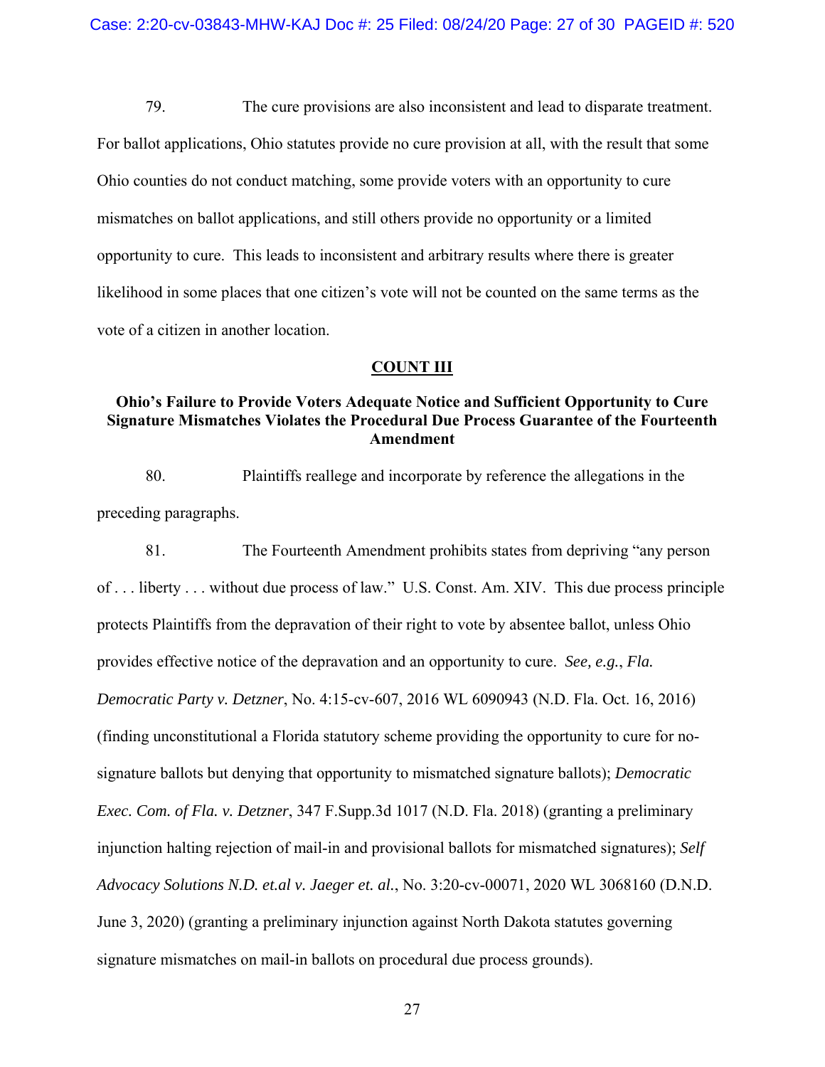79. The cure provisions are also inconsistent and lead to disparate treatment. For ballot applications, Ohio statutes provide no cure provision at all, with the result that some Ohio counties do not conduct matching, some provide voters with an opportunity to cure mismatches on ballot applications, and still others provide no opportunity or a limited opportunity to cure. This leads to inconsistent and arbitrary results where there is greater likelihood in some places that one citizen's vote will not be counted on the same terms as the vote of a citizen in another location.

## COUNT III

### Ohio's Failure to Provide Voters Adequate Notice and Sufficient Opportunity to Cure Signature Mismatches Violates the Procedural Due Process Guarantee of the Fourteenth Amendment

80. Plaintiffs reallege and incorporate by reference the allegations in the preceding paragraphs.

81. The Fourteenth Amendment prohibits states from depriving "any person of . . . liberty . . . without due process of law." U.S. Const. Am. XIV. This due process principle protects Plaintiffs from the depravation of their right to vote by absentee ballot, unless Ohio provides effective notice of the depravation and an opportunity to cure. *See, e.g.*, *Fla. Democratic Party v. Detzner*, No. 4:15-cv-607, 2016 WL 6090943 (N.D. Fla. Oct. 16, 2016) (finding unconstitutional a Florida statutory scheme providing the opportunity to cure for no-signature ballots but denying that opportunity to mismatched signature ballots); *Democratic Exec. Com. of Fla. v. Detzner*, 347 F.Supp.3d 1017 (N.D. Fla. 2018) (granting a preliminary injunction halting rejection of mail-in and provisional ballots for mismatched signatures); *Self Advocacy Solutions N.D. et.al v. Jaeger et. al.*, No. 3:20-cv-00071, 2020 WL 3068160 (D.N.D. June 3, 2020) (granting a preliminary injunction against North Dakota statutes governing signature mismatches on mail-in ballots on procedural due process grounds).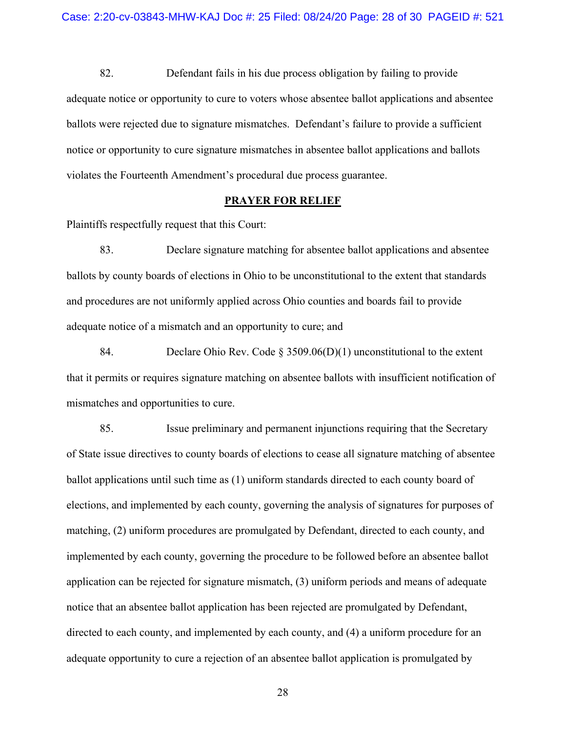82. Defendant fails in his due process obligation by failing to provide adequate notice or opportunity to cure to voters whose absentee ballot applications and absentee ballots were rejected due to signature mismatches. Defendant's failure to provide a sufficient notice or opportunity to cure signature mismatches in absentee ballot applications and ballots violates the Fourteenth Amendment's procedural due process guarantee.

## PRAYER FOR RELIEF

Plaintiffs respectfully request that this Court:

83. Declare signature matching for absentee ballot applications and absentee ballots by county boards of elections in Ohio to be unconstitutional to the extent that standards and procedures are not uniformly applied across Ohio counties and boards fail to provide adequate notice of a mismatch and an opportunity to cure; and

84. Declare Ohio Rev. Code § 3509.06(D)(1) unconstitutional to the extent that it permits or requires signature matching on absentee ballots with insufficient notification of mismatches and opportunities to cure.

85. Issue preliminary and permanent injunctions requiring that the Secretary of State issue directives to county boards of elections to cease all signature matching of absentee ballot applications until such time as (1) uniform standards directed to each county board of elections, and implemented by each county, governing the analysis of signatures for purposes of matching, (2) uniform procedures are promulgated by Defendant, directed to each county, and implemented by each county, governing the procedure to be followed before an absentee ballot application can be rejected for signature mismatch, (3) uniform periods and means of adequate notice that an absentee ballot application has been rejected are promulgated by Defendant, directed to each county, and implemented by each county, and (4) a uniform procedure for an adequate opportunity to cure a rejection of an absentee ballot application is promulgated by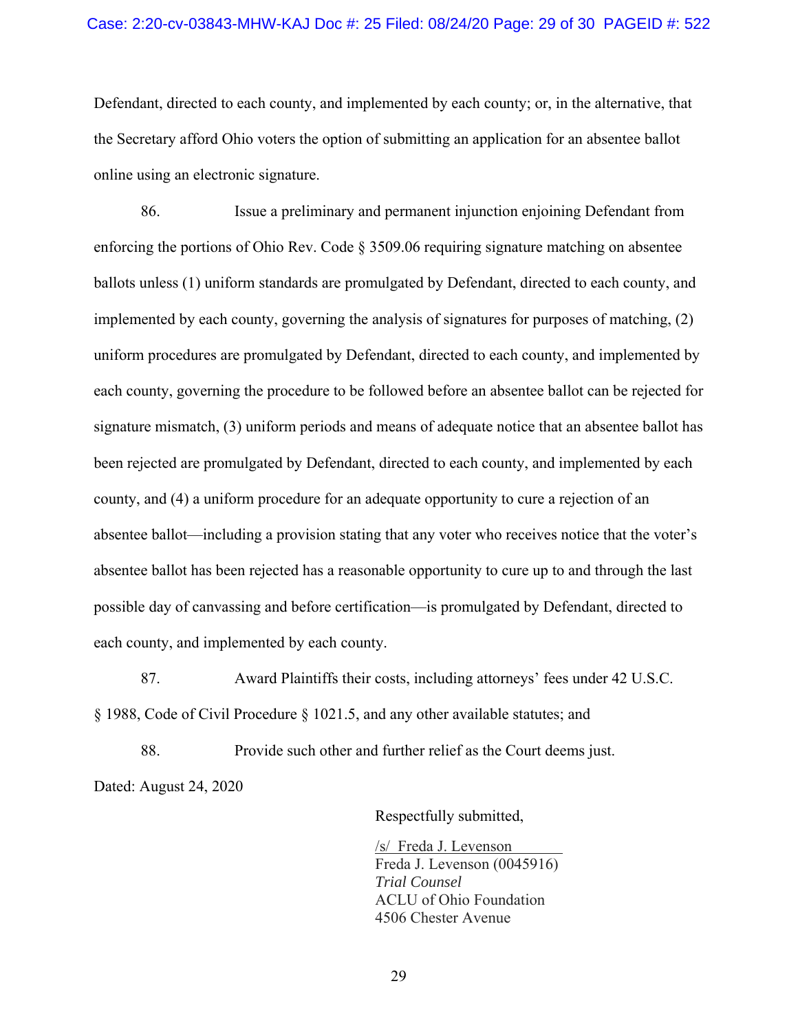Defendant, directed to each county, and implemented by each county; or, in the alternative, that the Secretary afford Ohio voters the option of submitting an application for an absentee ballot online using an electronic signature.

86. Issue a preliminary and permanent injunction enjoining Defendant from enforcing the portions of Ohio Rev. Code § 3509.06 requiring signature matching on absentee ballots unless (1) uniform standards are promulgated by Defendant, directed to each county, and implemented by each county, governing the analysis of signatures for purposes of matching, (2) uniform procedures are promulgated by Defendant, directed to each county, and implemented by each county, governing the procedure to be followed before an absentee ballot can be rejected for signature mismatch, (3) uniform periods and means of adequate notice that an absentee ballot has been rejected are promulgated by Defendant, directed to each county, and implemented by each county, and (4) a uniform procedure for an adequate opportunity to cure a rejection of an absentee ballot—including a provision stating that any voter who receives notice that the voter's absentee ballot has been rejected has a reasonable opportunity to cure up to and through the last possible day of canvassing and before certification—is promulgated by Defendant, directed to each county, and implemented by each county.

87. Award Plaintiffs their costs, including attorneys' fees under 42 U.S.C. § 1988, Code of Civil Procedure § 1021.5, and any other available statutes; and

88. Provide such other and further relief as the Court deems just.

Dated: August 24, 2020

Respectfully submitted,

/s/ Freda J. Levenson
Freda J. Levenson (0045916)
*Trial Counsel*
ACLU of Ohio Foundation
4506 Chester Avenue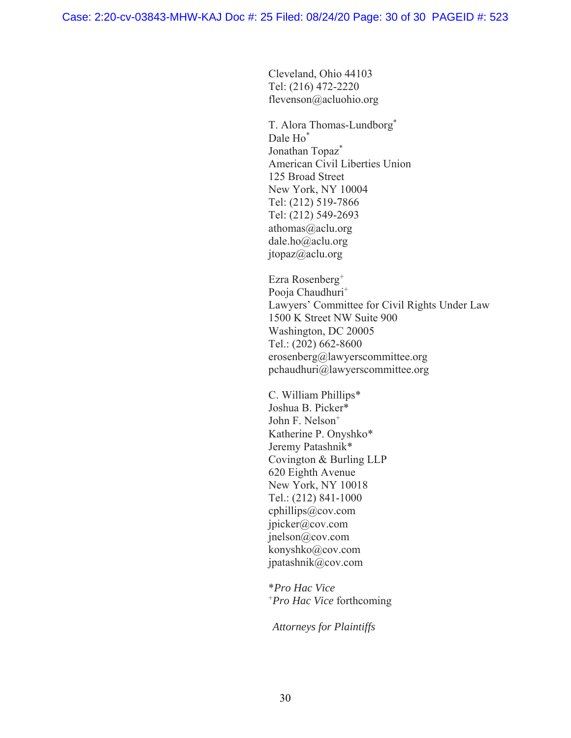Cleveland, Ohio 44103
Tel: (216) 472-2220
flevenson@acluohio.org

T. Alora Thomas-Lundborg*
Dale Ho*
Jonathan Topaz*
American Civil Liberties Union
125 Broad Street
New York, NY 10004
Tel: (212) 519-7866
Tel: (212) 549-2693
athomas@aclu.org
dale.ho@aclu.org
jtopaz@aclu.org

Ezra Rosenberg+
Pooja Chaudhuri+
Lawyers' Committee for Civil Rights Under Law
1500 K Street NW Suite 900
Washington, DC 20005
Tel.: (202) 662-8600
erosenberg@lawyerscommittee.org
pchaudhuri@lawyerscommittee.org

C. William Phillips*
Joshua B. Picker*
John F. Nelson+
Katherine P. Onyshko*
Jeremy Patashnik*
Covington & Burling LLP
620 Eighth Avenue
New York, NY 10018
Tel.: (212) 841-1000
cphillips@cov.com
jpicker@cov.com
jnelson@cov.com
konyshko@cov.com
jpatashnik@cov.com

**Pro Hac Vice*
+*Pro Hac Vice* forthcoming

*Attorneys for Plaintiffs*